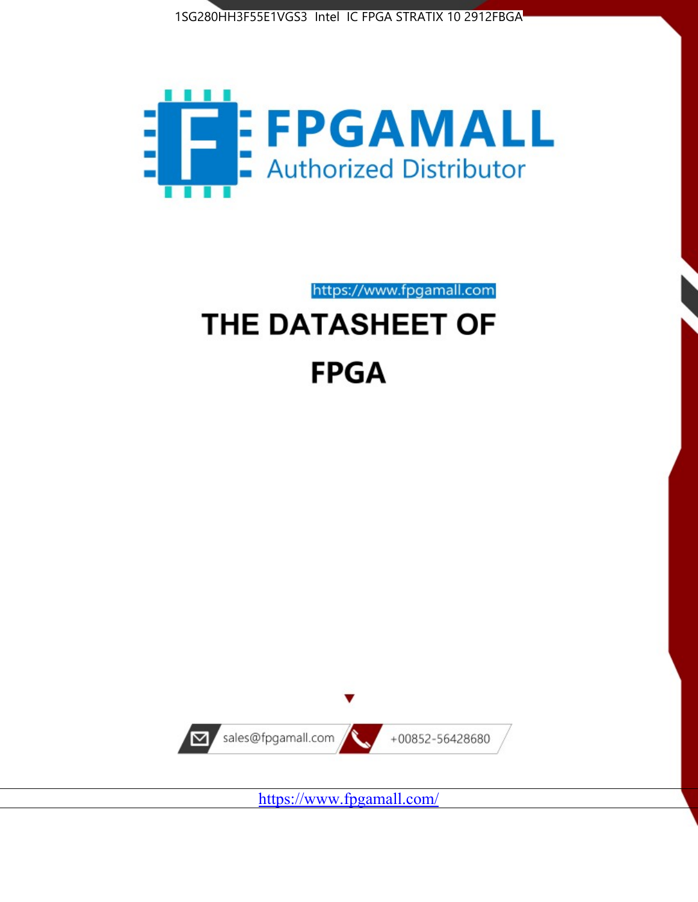1SG280HH3F55E1VGS3 Intel IC FPGA STRATIX 10 2912FBGA

FPGAMALL

Authorized Distributor

https://www.fpgamall.com

# THE DATASHEET OF

# FPGA

sales@fpgamall.com

+00852-56428680

https://www.fpgamall.com/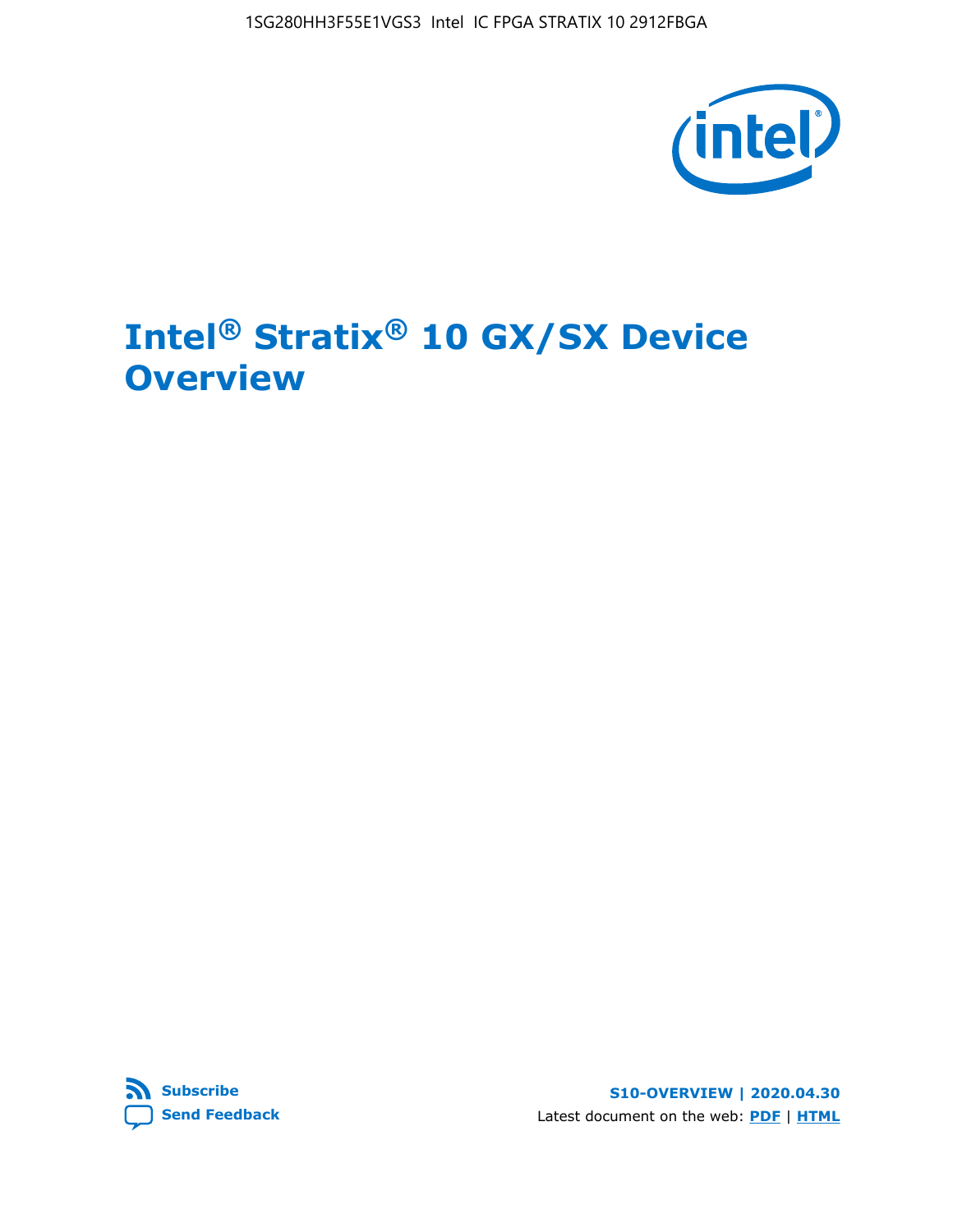# Intel® Stratix® 10 GX/SX Device Overview

Subscribe

Send Feedback

S10-OVERVIEW | 2020.04.30

Latest document on the web: PDF | HTML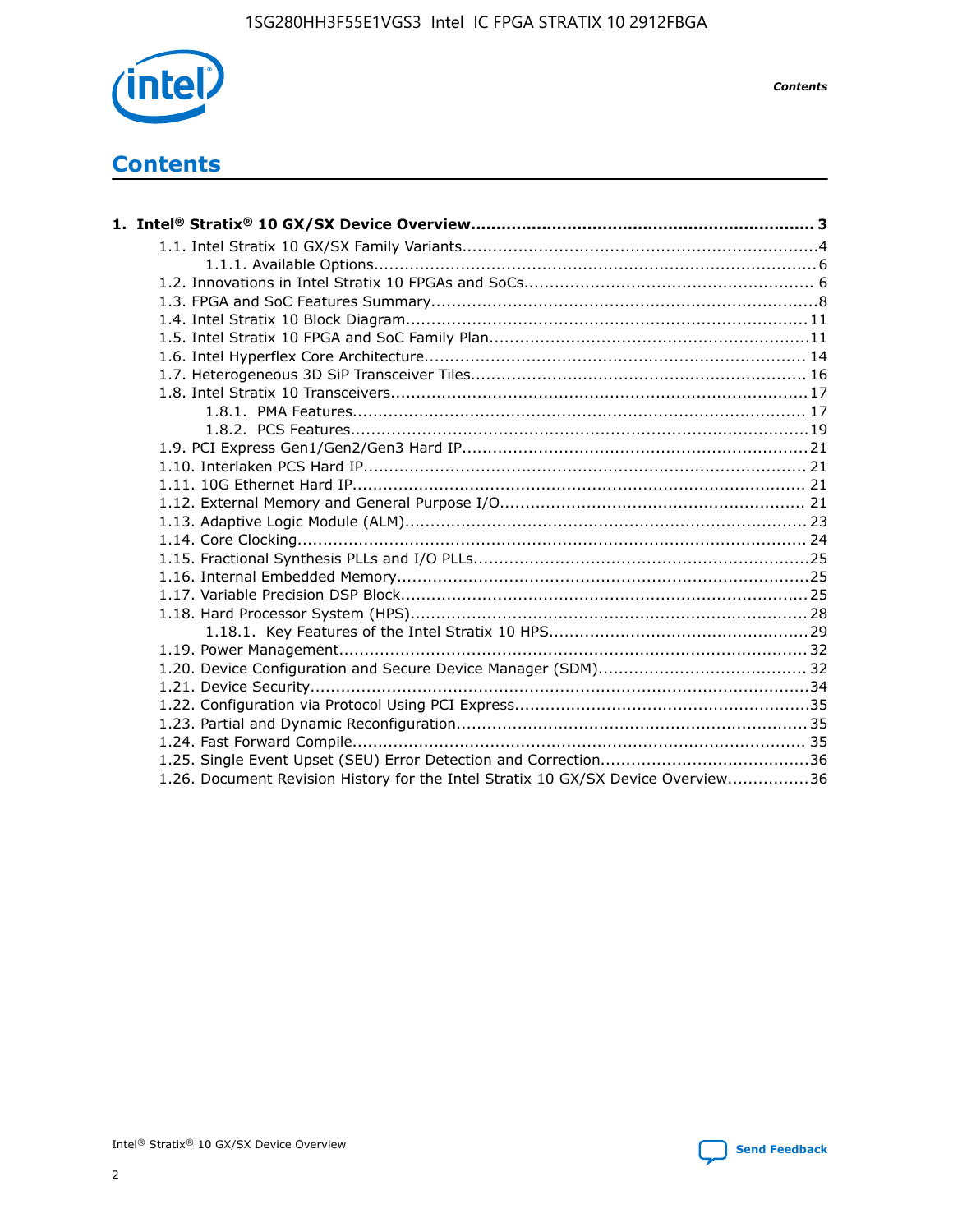# Contents

**1. Intel® Stratix® 10 GX/SX Device Overview...................................................................... 3**

- 1.1. Intel Stratix 10 GX/SX Family Variants......................................................................4
  - 1.1.1. Available Options.......................................................................................6
- 1.2. Innovations in Intel Stratix 10 FPGAs and SoCs......................................................... 6
- 1.3. FPGA and SoC Features Summary............................................................................8
- 1.4. Intel Stratix 10 Block Diagram................................................................................11
- 1.5. Intel Stratix 10 FPGA and SoC Family Plan...............................................................11
- 1.6. Intel Hyperflex Core Architecture........................................................................... 14
- 1.7. Heterogeneous 3D SiP Transceiver Tiles.................................................................. 16
- 1.8. Intel Stratix 10 Transceivers.................................................................................. 17
  - 1.8.1. PMA Features......................................................................................... 17
  - 1.8.2. PCS Features..........................................................................................19
- 1.9. PCI Express Gen1/Gen2/Gen3 Hard IP....................................................................21
- 1.10. Interlaken PCS Hard IP........................................................................................ 21
- 1.11. 10G Ethernet Hard IP.......................................................................................... 21
- 1.12. External Memory and General Purpose I/O............................................................. 21
- 1.13. Adaptive Logic Module (ALM)................................................................................ 23
- 1.14. Core Clocking..................................................................................................... 24
- 1.15. Fractional Synthesis PLLs and I/O PLLs..................................................................25
- 1.16. Internal Embedded Memory..................................................................................25
- 1.17. Variable Precision DSP Block.................................................................................25
- 1.18. Hard Processor System (HPS)...............................................................................28
  - 1.18.1. Key Features of the Intel Stratix 10 HPS...................................................29
- 1.19. Power Management............................................................................................ 32
- 1.20. Device Configuration and Secure Device Manager (SDM)......................................... 32
- 1.21. Device Security...................................................................................................34
- 1.22. Configuration via Protocol Using PCI Express..........................................................35
- 1.23. Partial and Dynamic Reconfiguration..................................................................... 35
- 1.24. Fast Forward Compile.......................................................................................... 35
- 1.25. Single Event Upset (SEU) Error Detection and Correction.........................................36
- 1.26. Document Revision History for the Intel Stratix 10 GX/SX Device Overview................36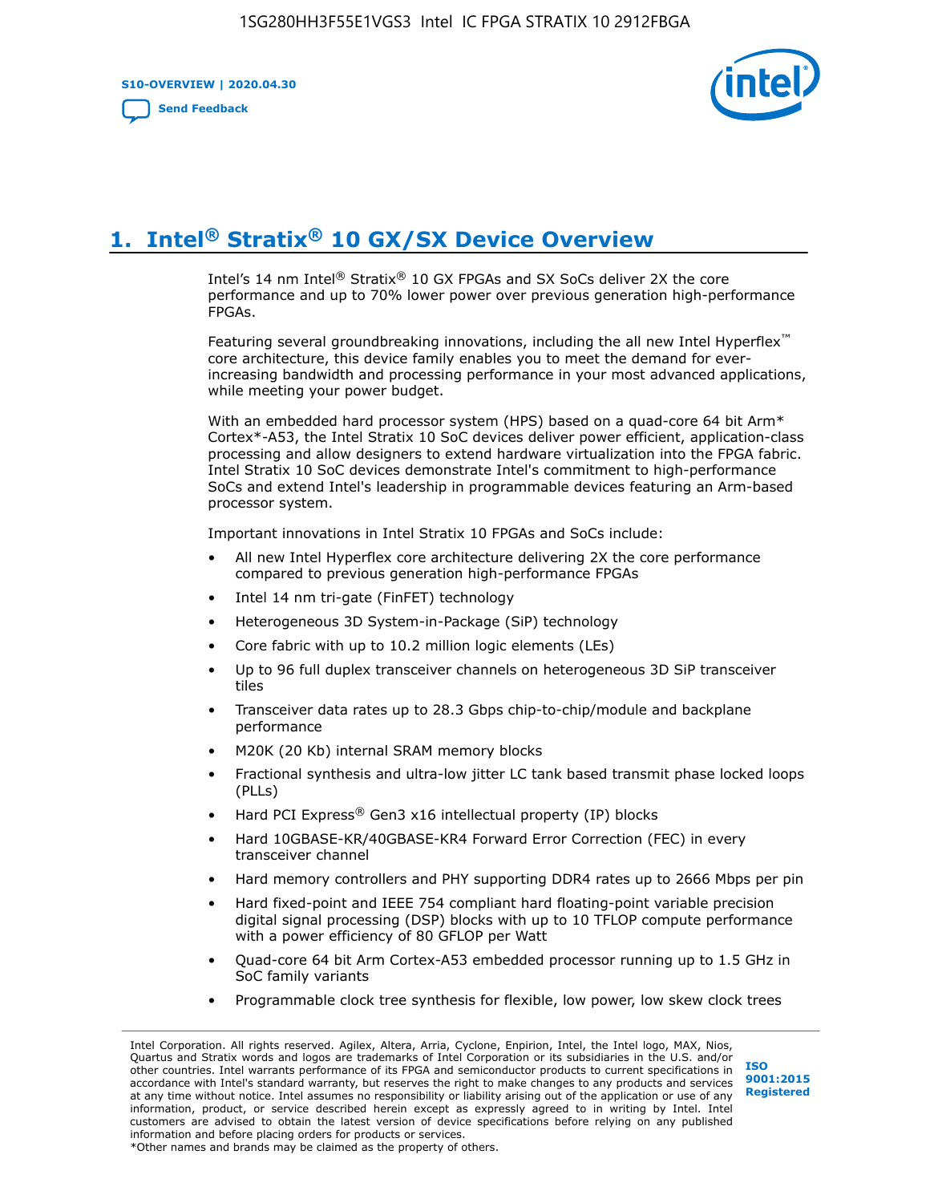᠎# 1. Intel® Stratix® 10 GX/SX Device Overview

Intel's 14 nm Intel® Stratix® 10 GX FPGAs and SX SoCs deliver 2X the core performance and up to 70% lower power over previous generation high-performance FPGAs.

Featuring several groundbreaking innovations, including the all new Intel Hyperflex™ core architecture, this device family enables you to meet the demand for ever-increasing bandwidth and processing performance in your most advanced applications, while meeting your power budget.

With an embedded hard processor system (HPS) based on a quad-core 64 bit Arm* Cortex*-A53, the Intel Stratix 10 SoC devices deliver power efficient, application-class processing and allow designers to extend hardware virtualization into the FPGA fabric. Intel Stratix 10 SoC devices demonstrate Intel's commitment to high-performance SoCs and extend Intel's leadership in programmable devices featuring an Arm-based processor system.

Important innovations in Intel Stratix 10 FPGAs and SoCs include:

- All new Intel Hyperflex core architecture delivering 2X the core performance compared to previous generation high-performance FPGAs
- Intel 14 nm tri-gate (FinFET) technology
- Heterogeneous 3D System-in-Package (SiP) technology
- Core fabric with up to 10.2 million logic elements (LEs)
- Up to 96 full duplex transceiver channels on heterogeneous 3D SiP transceiver tiles
- Transceiver data rates up to 28.3 Gbps chip-to-chip/module and backplane performance
- M20K (20 Kb) internal SRAM memory blocks
- Fractional synthesis and ultra-low jitter LC tank based transmit phase locked loops (PLLs)
- Hard PCI Express® Gen3 x16 intellectual property (IP) blocks
- Hard 10GBASE-KR/40GBASE-KR4 Forward Error Correction (FEC) in every transceiver channel
- Hard memory controllers and PHY supporting DDR4 rates up to 2666 Mbps per pin
- Hard fixed-point and IEEE 754 compliant hard floating-point variable precision digital signal processing (DSP) blocks with up to 10 TFLOP compute performance with a power efficiency of 80 GFLOP per Watt
- Quad-core 64 bit Arm Cortex-A53 embedded processor running up to 1.5 GHz in SoC family variants
- Programmable clock tree synthesis for flexible, low power, low skew clock trees

Intel Corporation. All rights reserved. Agilex, Altera, Arria, Cyclone, Enpirion, Intel, the Intel logo, MAX, Nios, Quartus and Stratix words and logos are trademarks of Intel Corporation or its subsidiaries in the U.S. and/or other countries. Intel warrants performance of its FPGA and semiconductor products to current specifications in accordance with Intel's standard warranty, but reserves the right to make changes to any products and services at any time without notice. Intel assumes no responsibility or liability arising out of the application or use of any information, product, or service described herein except as expressly agreed to in writing by Intel. Intel customers are advised to obtain the latest version of device specifications before relying on any published information and before placing orders for products or services.
*Other names and brands may be claimed as the property of others.

ISO 9001:2015 Registered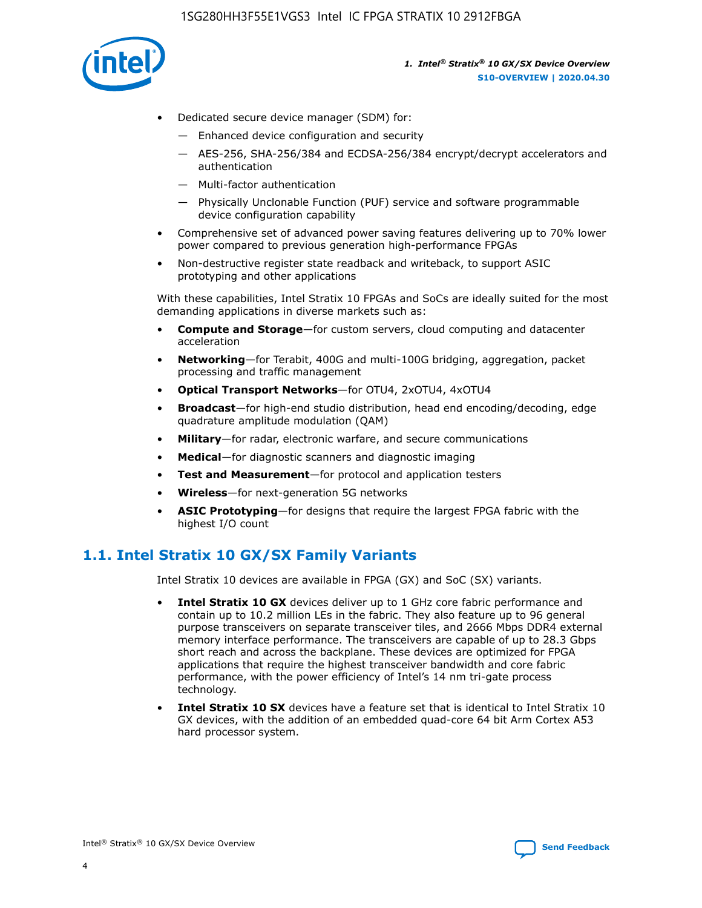- Dedicated secure device manager (SDM) for:
  - — Enhanced device configuration and security
  - — AES-256, SHA-256/384 and ECDSA-256/384 encrypt/decrypt accelerators and authentication
  - — Multi-factor authentication
  - — Physically Unclonable Function (PUF) service and software programmable device configuration capability
- Comprehensive set of advanced power saving features delivering up to 70% lower power compared to previous generation high-performance FPGAs
- Non-destructive register state readback and writeback, to support ASIC prototyping and other applications

With these capabilities, Intel Stratix 10 FPGAs and SoCs are ideally suited for the most demanding applications in diverse markets such as:

- **Compute and Storage**—for custom servers, cloud computing and datacenter acceleration
- **Networking**—for Terabit, 400G and multi-100G bridging, aggregation, packet processing and traffic management
- **Optical Transport Networks**—for OTU4, 2xOTU4, 4xOTU4
- **Broadcast**—for high-end studio distribution, head end encoding/decoding, edge quadrature amplitude modulation (QAM)
- **Military**—for radar, electronic warfare, and secure communications
- **Medical**—for diagnostic scanners and diagnostic imaging
- **Test and Measurement**—for protocol and application testers
- **Wireless**—for next-generation 5G networks
- **ASIC Prototyping**—for designs that require the largest FPGA fabric with the highest I/O count

## 1.1. Intel Stratix 10 GX/SX Family Variants

Intel Stratix 10 devices are available in FPGA (GX) and SoC (SX) variants.

- **Intel Stratix 10 GX** devices deliver up to 1 GHz core fabric performance and contain up to 10.2 million LEs in the fabric. They also feature up to 96 general purpose transceivers on separate transceiver tiles, and 2666 Mbps DDR4 external memory interface performance. The transceivers are capable of up to 28.3 Gbps short reach and across the backplane. These devices are optimized for FPGA applications that require the highest transceiver bandwidth and core fabric performance, with the power efficiency of Intel's 14 nm tri-gate process technology.
- **Intel Stratix 10 SX** devices have a feature set that is identical to Intel Stratix 10 GX devices, with the addition of an embedded quad-core 64 bit Arm Cortex A53 hard processor system.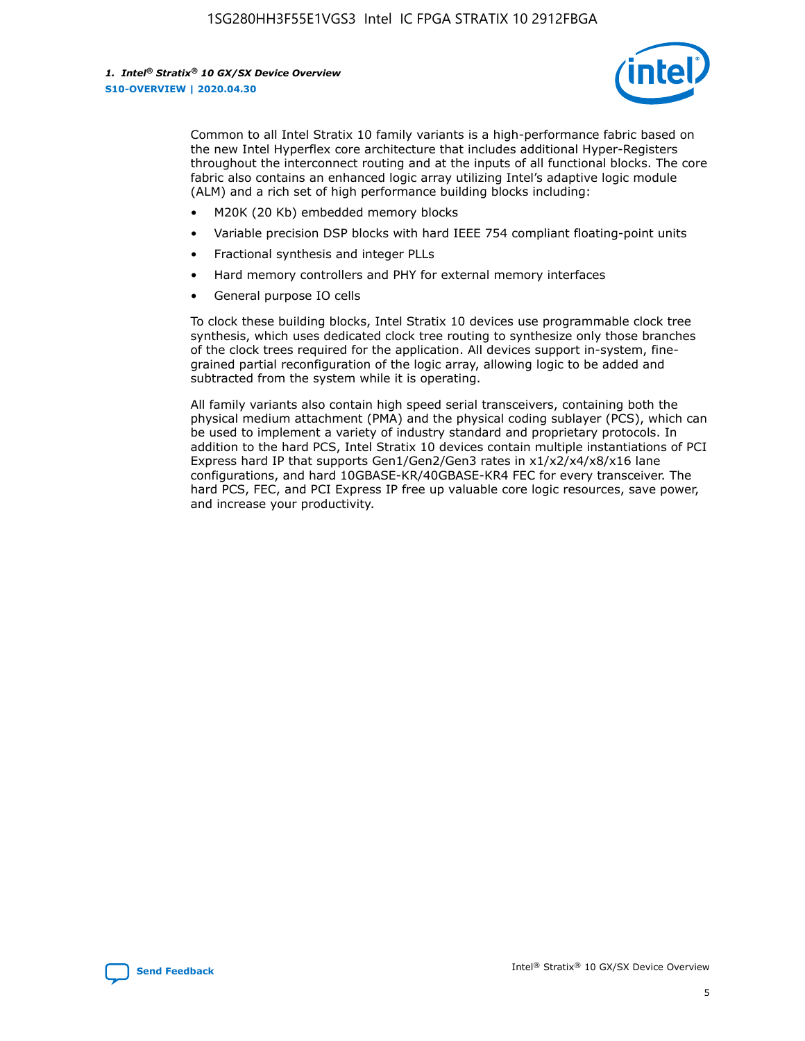Common to all Intel Stratix 10 family variants is a high-performance fabric based on the new Intel Hyperflex core architecture that includes additional Hyper-Registers throughout the interconnect routing and at the inputs of all functional blocks. The core fabric also contains an enhanced logic array utilizing Intel's adaptive logic module (ALM) and a rich set of high performance building blocks including:

- M20K (20 Kb) embedded memory blocks
- Variable precision DSP blocks with hard IEEE 754 compliant floating-point units
- Fractional synthesis and integer PLLs
- Hard memory controllers and PHY for external memory interfaces
- General purpose IO cells

To clock these building blocks, Intel Stratix 10 devices use programmable clock tree synthesis, which uses dedicated clock tree routing to synthesize only those branches of the clock trees required for the application. All devices support in-system, fine-grained partial reconfiguration of the logic array, allowing logic to be added and subtracted from the system while it is operating.

All family variants also contain high speed serial transceivers, containing both the physical medium attachment (PMA) and the physical coding sublayer (PCS), which can be used to implement a variety of industry standard and proprietary protocols. In addition to the hard PCS, Intel Stratix 10 devices contain multiple instantiations of PCI Express hard IP that supports Gen1/Gen2/Gen3 rates in x1/x2/x4/x8/x16 lane configurations, and hard 10GBASE-KR/40GBASE-KR4 FEC for every transceiver. The hard PCS, FEC, and PCI Express IP free up valuable core logic resources, save power, and increase your productivity.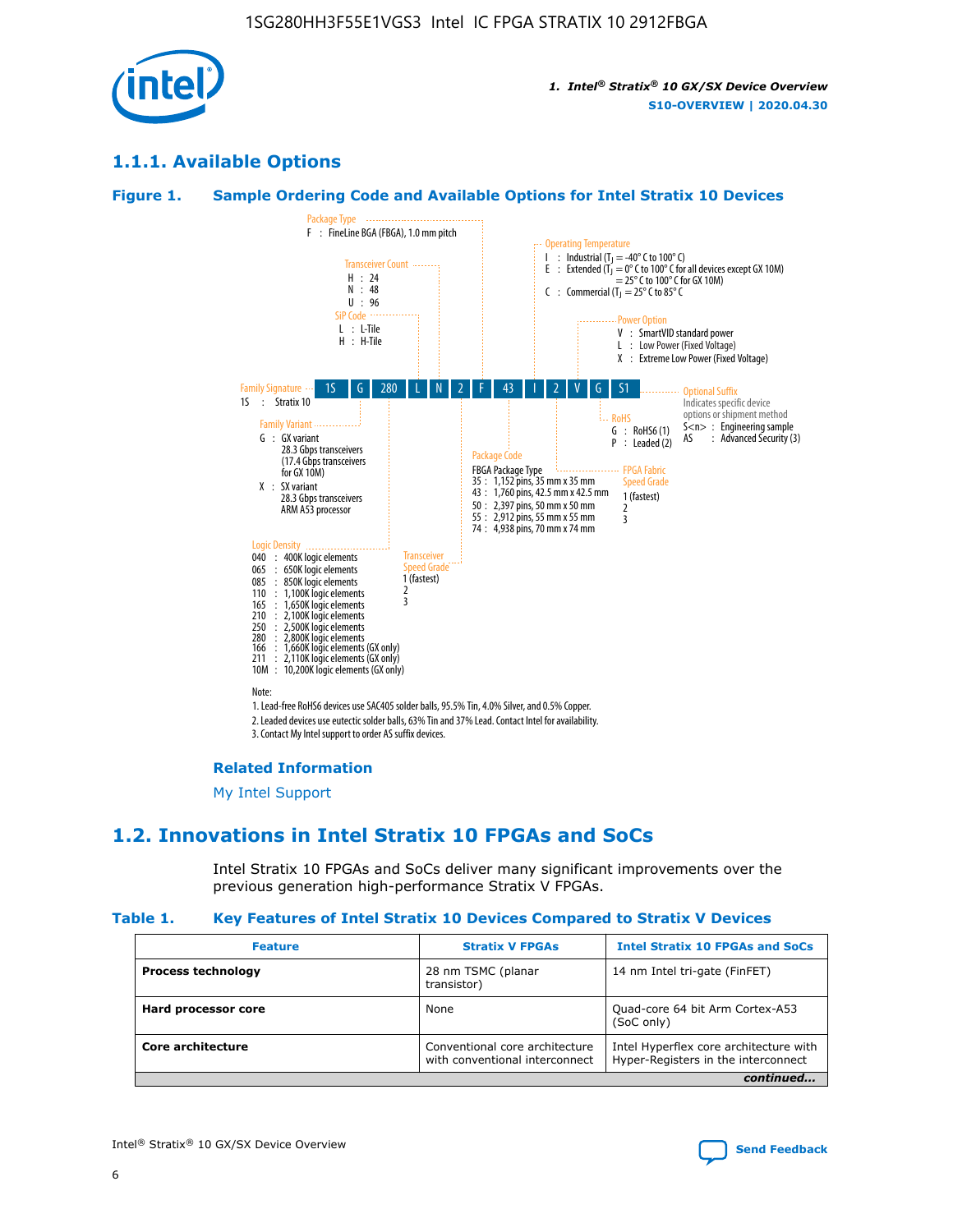## 1.1.1. Available Options

### Figure 1. Sample Ordering Code and Available Options for Intel Stratix 10 Devices

Sample ordering code: 1S G 280 L N 2 F 43 I 2 V G S1

**Family Signature**
1S : Stratix 10

**Family Variant**
G : GX variant
28.3 Gbps transceivers
(17.4 Gbps transceivers for GX 10M)
X : SX variant
28.3 Gbps transceivers
ARM A53 processor

**Logic Density**
040 : 400K logic elements
065 : 650K logic elements
085 : 850K logic elements
110 : 1,100K logic elements
165 : 1,650K logic elements
210 : 2,100K logic elements
250 : 2,500K logic elements
280 : 2,800K logic elements
166 : 1,660K logic elements (GX only)
211 : 2,110K logic elements (GX only)
10M : 10,200K logic elements (GX only)

**SiP Code**
L : L-Tile
H : H-Tile

**Transceiver Count**
H : 24
N : 48
U : 96

**Transceiver Speed Grade**
1 (fastest)
2
3

**Package Type**
F : FineLine BGA (FBGA), 1.0 mm pitch

**Package Code**
FBGA Package Type
35 : 1,152 pins, 35 mm x 35 mm
43 : 1,760 pins, 42.5 mm x 42.5 mm
50 : 2,397 pins, 50 mm x 50 mm
55 : 2,912 pins, 55 mm x 55 mm
74 : 4,938 pins, 70 mm x 74 mm

**Operating Temperature**
I : Industrial ($T_J$ = -40° C to 100° C)
E : Extended ($T_J$ = 0° C to 100° C for all devices except GX 10M)
= 25° C to 100° C for GX 10M)
C : Commercial ($T_J$ = 25° C to 85° C

**FPGA Fabric Speed Grade**
1 (fastest)
2
3

**Power Option**
V : SmartVID standard power
L : Low Power (Fixed Voltage)
X : Extreme Low Power (Fixed Voltage)

**RoHS**
G : RoHS6 (1)
P : Leaded (2)

**Optional Suffix**
Indicates specific device options or shipment method
S<n> : Engineering sample
AS : Advanced Security (3)

Note:
1. Lead-free RoHS6 devices use SAC405 solder balls, 95.5% Tin, 4.0% Silver, and 0.5% Copper.
2. Leaded devices use eutectic solder balls, 63% Tin and 37% Lead. Contact Intel for availability.
3. Contact My Intel support to order AS suffix devices.

**Related Information**

My Intel Support

## 1.2. Innovations in Intel Stratix 10 FPGAs and SoCs

Intel Stratix 10 FPGAs and SoCs deliver many significant improvements over the previous generation high-performance Stratix V FPGAs.

### Table 1. Key Features of Intel Stratix 10 Devices Compared to Stratix V Devices

| Feature | Stratix V FPGAs | Intel Stratix 10 FPGAs and SoCs |
|---|---|---|
| **Process technology** | 28 nm TSMC (planar transistor) | 14 nm Intel tri-gate (FinFET) |
| **Hard processor core** | None | Quad-core 64 bit Arm Cortex-A53 (SoC only) |
| **Core architecture** | Conventional core architecture with conventional interconnect | Intel Hyperflex core architecture with Hyper-Registers in the interconnect |

*continued...*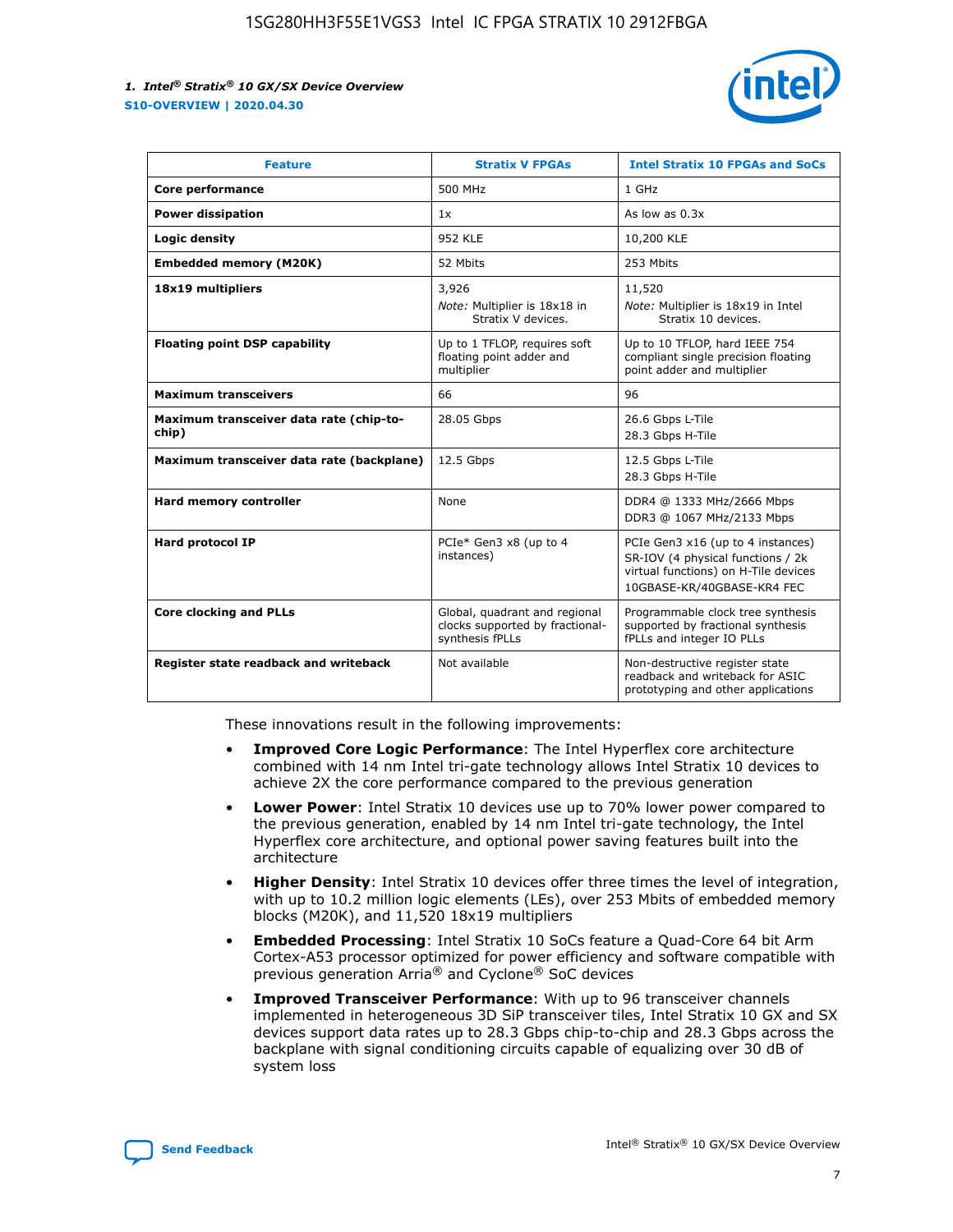| Feature | Stratix V FPGAs | Intel Stratix 10 FPGAs and SoCs |
| --- | --- | --- |
| **Core performance** | 500 MHz | 1 GHz |
| **Power dissipation** | 1x | As low as 0.3x |
| **Logic density** | 952 KLE | 10,200 KLE |
| **Embedded memory (M20K)** | 52 Mbits | 253 Mbits |
| **18x19 multipliers** | 3,926<br>*Note:* Multiplier is 18x18 in Stratix V devices. | 11,520<br>*Note:* Multiplier is 18x19 in Intel Stratix 10 devices. |
| **Floating point DSP capability** | Up to 1 TFLOP, requires soft floating point adder and multiplier | Up to 10 TFLOP, hard IEEE 754 compliant single precision floating point adder and multiplier |
| **Maximum transceivers** | 66 | 96 |
| **Maximum transceiver data rate (chip-to-chip)** | 28.05 Gbps | 26.6 Gbps L-Tile<br>28.3 Gbps H-Tile |
| **Maximum transceiver data rate (backplane)** | 12.5 Gbps | 12.5 Gbps L-Tile<br>28.3 Gbps H-Tile |
| **Hard memory controller** | None | DDR4 @ 1333 MHz/2666 Mbps<br>DDR3 @ 1067 MHz/2133 Mbps |
| **Hard protocol IP** | PCIe* Gen3 x8 (up to 4 instances) | PCIe Gen3 x16 (up to 4 instances)<br>SR-IOV (4 physical functions / 2k virtual functions) on H-Tile devices<br>10GBASE-KR/40GBASE-KR4 FEC |
| **Core clocking and PLLs** | Global, quadrant and regional clocks supported by fractional-synthesis fPLLs | Programmable clock tree synthesis supported by fractional synthesis fPLLs and integer IO PLLs |
| **Register state readback and writeback** | Not available | Non-destructive register state readback and writeback for ASIC prototyping and other applications |

These innovations result in the following improvements:

- **Improved Core Logic Performance**: The Intel Hyperflex core architecture combined with 14 nm Intel tri-gate technology allows Intel Stratix 10 devices to achieve 2X the core performance compared to the previous generation
- **Lower Power**: Intel Stratix 10 devices use up to 70% lower power compared to the previous generation, enabled by 14 nm Intel tri-gate technology, the Intel Hyperflex core architecture, and optional power saving features built into the architecture
- **Higher Density**: Intel Stratix 10 devices offer three times the level of integration, with up to 10.2 million logic elements (LEs), over 253 Mbits of embedded memory blocks (M20K), and 11,520 18x19 multipliers
- **Embedded Processing**: Intel Stratix 10 SoCs feature a Quad-Core 64 bit Arm Cortex-A53 processor optimized for power efficiency and software compatible with previous generation Arria® and Cyclone® SoC devices
- **Improved Transceiver Performance**: With up to 96 transceiver channels implemented in heterogeneous 3D SiP transceiver tiles, Intel Stratix 10 GX and SX devices support data rates up to 28.3 Gbps chip-to-chip and 28.3 Gbps across the backplane with signal conditioning circuits capable of equalizing over 30 dB of system loss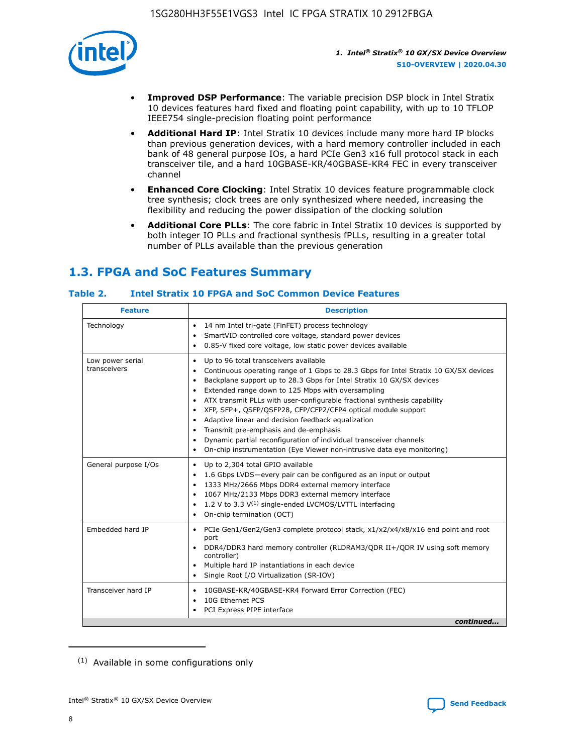- **Improved DSP Performance**: The variable precision DSP block in Intel Stratix 10 devices features hard fixed and floating point capability, with up to 10 TFLOP IEEE754 single-precision floating point performance
- **Additional Hard IP**: Intel Stratix 10 devices include many more hard IP blocks than previous generation devices, with a hard memory controller included in each bank of 48 general purpose IOs, a hard PCIe Gen3 x16 full protocol stack in each transceiver tile, and a hard 10GBASE-KR/40GBASE-KR4 FEC in every transceiver channel
- **Enhanced Core Clocking**: Intel Stratix 10 devices feature programmable clock tree synthesis; clock trees are only synthesized where needed, increasing the flexibility and reducing the power dissipation of the clocking solution
- **Additional Core PLLs**: The core fabric in Intel Stratix 10 devices is supported by both integer IO PLLs and fractional synthesis fPLLs, resulting in a greater total number of PLLs available than the previous generation

## 1.3. FPGA and SoC Features Summary

### Table 2. Intel Stratix 10 FPGA and SoC Common Device Features

| Feature | Description |
|---|---|
| Technology | • 14 nm Intel tri-gate (FinFET) process technology<br>• SmartVID controlled core voltage, standard power devices<br>• 0.85-V fixed core voltage, low static power devices available |
| Low power serial transceivers | • Up to 96 total transceivers available<br>• Continuous operating range of 1 Gbps to 28.3 Gbps for Intel Stratix 10 GX/SX devices<br>• Backplane support up to 28.3 Gbps for Intel Stratix 10 GX/SX devices<br>• Extended range down to 125 Mbps with oversampling<br>• ATX transmit PLLs with user-configurable fractional synthesis capability<br>• XFP, SFP+, QSFP/QSFP28, CFP/CFP2/CFP4 optical module support<br>• Adaptive linear and decision feedback equalization<br>• Transmit pre-emphasis and de-emphasis<br>• Dynamic partial reconfiguration of individual transceiver channels<br>• On-chip instrumentation (Eye Viewer non-intrusive data eye monitoring) |
| General purpose I/Os | • Up to 2,304 total GPIO available<br>• 1.6 Gbps LVDS—every pair can be configured as an input or output<br>• 1333 MHz/2666 Mbps DDR4 external memory interface<br>• 1067 MHz/2133 Mbps DDR3 external memory interface<br>• 1.2 V to 3.3 V[1] single-ended LVCMOS/LVTTL interfacing<br>• On-chip termination (OCT) |
| Embedded hard IP | • PCIe Gen1/Gen2/Gen3 complete protocol stack, x1/x2/x4/x8/x16 end point and root port<br>• DDR4/DDR3 hard memory controller (RLDRAM3/QDR II+/QDR IV using soft memory controller)<br>• Multiple hard IP instantiations in each device<br>• Single Root I/O Virtualization (SR-IOV) |
| Transceiver hard IP | • 10GBASE-KR/40GBASE-KR4 Forward Error Correction (FEC)<br>• 10G Ethernet PCS<br>• PCI Express PIPE interface |

*continued...*

(1) Available in some configurations only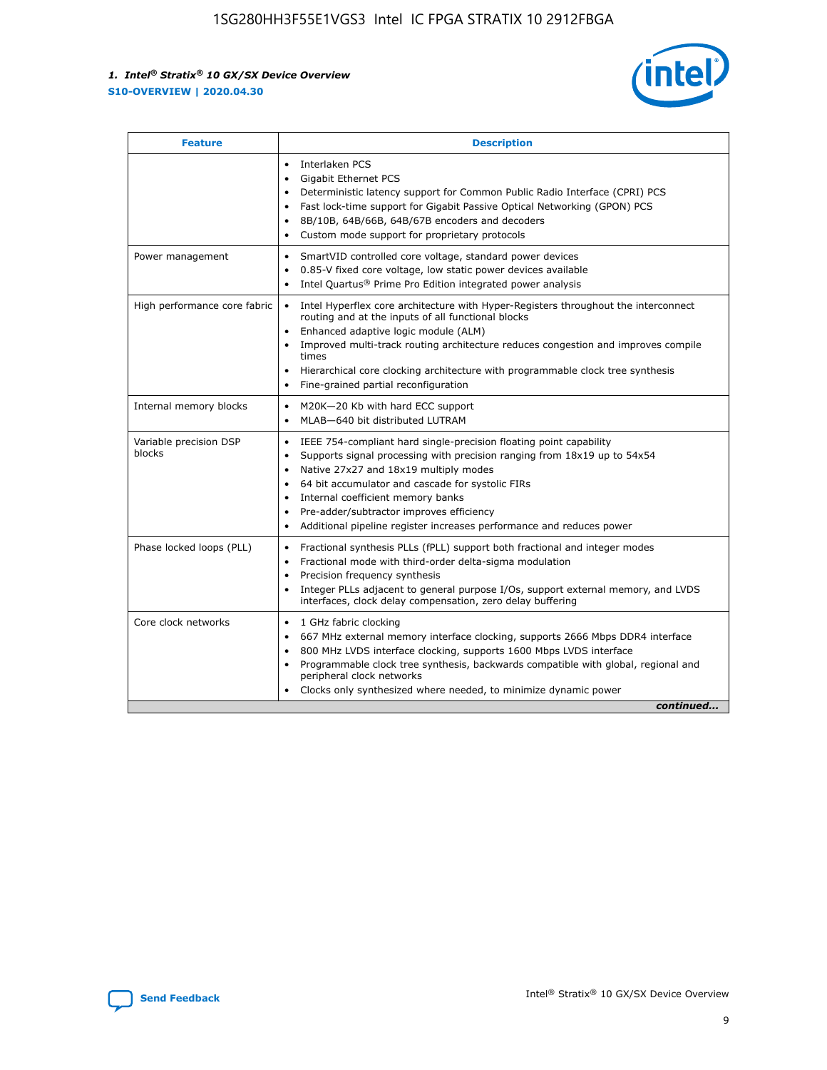| Feature | Description |
| --- | --- |
| | • Interlaken PCS<br>• Gigabit Ethernet PCS<br>• Deterministic latency support for Common Public Radio Interface (CPRI) PCS<br>• Fast lock-time support for Gigabit Passive Optical Networking (GPON) PCS<br>• 8B/10B, 64B/66B, 64B/67B encoders and decoders<br>• Custom mode support for proprietary protocols |
| Power management | • SmartVID controlled core voltage, standard power devices<br>• 0.85-V fixed core voltage, low static power devices available<br>• Intel Quartus® Prime Pro Edition integrated power analysis |
| High performance core fabric | • Intel Hyperflex core architecture with Hyper-Registers throughout the interconnect routing and at the inputs of all functional blocks<br>• Enhanced adaptive logic module (ALM)<br>• Improved multi-track routing architecture reduces congestion and improves compile times<br>• Hierarchical core clocking architecture with programmable clock tree synthesis<br>• Fine-grained partial reconfiguration |
| Internal memory blocks | • M20K—20 Kb with hard ECC support<br>• MLAB—640 bit distributed LUTRAM |
| Variable precision DSP blocks | • IEEE 754-compliant hard single-precision floating point capability<br>• Supports signal processing with precision ranging from 18x19 up to 54x54<br>• Native 27x27 and 18x19 multiply modes<br>• 64 bit accumulator and cascade for systolic FIRs<br>• Internal coefficient memory banks<br>• Pre-adder/subtractor improves efficiency<br>• Additional pipeline register increases performance and reduces power |
| Phase locked loops (PLL) | • Fractional synthesis PLLs (fPLL) support both fractional and integer modes<br>• Fractional mode with third-order delta-sigma modulation<br>• Precision frequency synthesis<br>• Integer PLLs adjacent to general purpose I/Os, support external memory, and LVDS interfaces, clock delay compensation, zero delay buffering |
| Core clock networks | • 1 GHz fabric clocking<br>• 667 MHz external memory interface clocking, supports 2666 Mbps DDR4 interface<br>• 800 MHz LVDS interface clocking, supports 1600 Mbps LVDS interface<br>• Programmable clock tree synthesis, backwards compatible with global, regional and peripheral clock networks<br>• Clocks only synthesized where needed, to minimize dynamic power |

*continued...*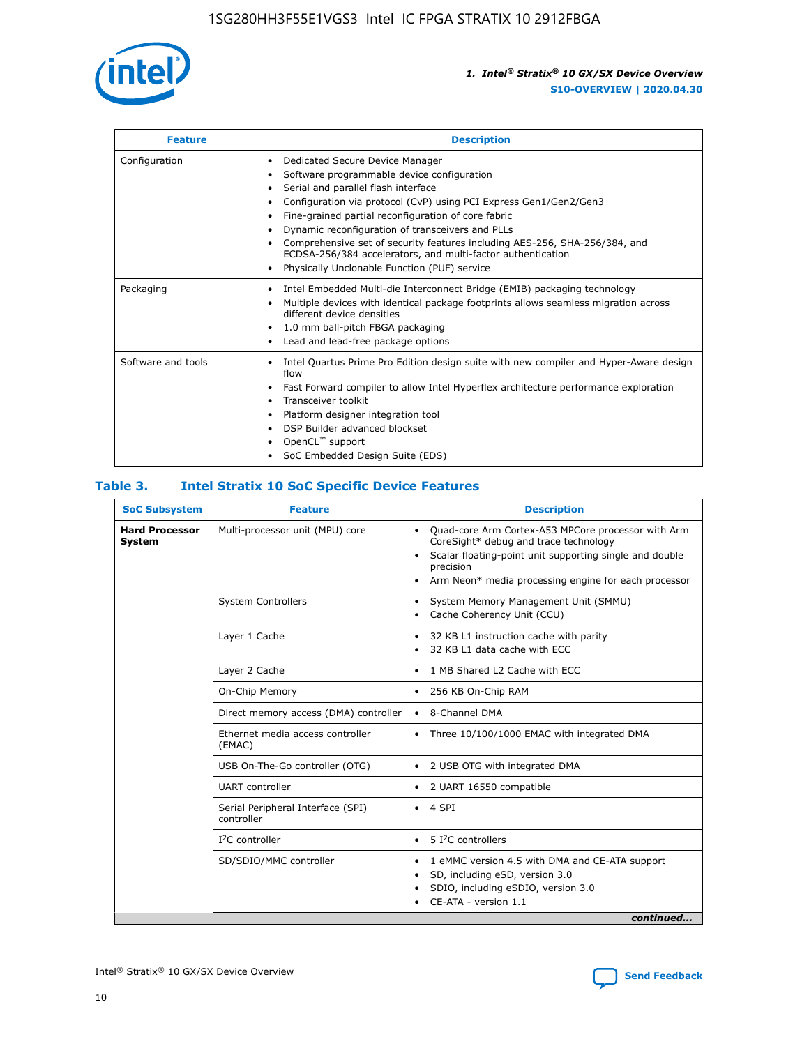| Feature | Description |
| --- | --- |
| Configuration | • Dedicated Secure Device Manager<br>• Software programmable device configuration<br>• Serial and parallel flash interface<br>• Configuration via protocol (CvP) using PCI Express Gen1/Gen2/Gen3<br>• Fine-grained partial reconfiguration of core fabric<br>• Dynamic reconfiguration of transceivers and PLLs<br>• Comprehensive set of security features including AES-256, SHA-256/384, and ECDSA-256/384 accelerators, and multi-factor authentication<br>• Physically Unclonable Function (PUF) service |
| Packaging | • Intel Embedded Multi-die Interconnect Bridge (EMIB) packaging technology<br>• Multiple devices with identical package footprints allows seamless migration across different device densities<br>• 1.0 mm ball-pitch FBGA packaging<br>• Lead and lead-free package options |
| Software and tools | • Intel Quartus Prime Pro Edition design suite with new compiler and Hyper-Aware design flow<br>• Fast Forward compiler to allow Intel Hyperflex architecture performance exploration<br>• Transceiver toolkit<br>• Platform designer integration tool<br>• DSP Builder advanced blockset<br>• OpenCL™ support<br>• SoC Embedded Design Suite (EDS) |

## Table 3. Intel Stratix 10 SoC Specific Device Features

| SoC Subsystem | Feature | Description |
| --- | --- | --- |
| **Hard Processor System** | Multi-processor unit (MPU) core | • Quad-core Arm Cortex-A53 MPCore processor with Arm CoreSight* debug and trace technology<br>• Scalar floating-point unit supporting single and double precision<br>• Arm Neon* media processing engine for each processor |
| | System Controllers | • System Memory Management Unit (SMMU)<br>• Cache Coherency Unit (CCU) |
| | Layer 1 Cache | • 32 KB L1 instruction cache with parity<br>• 32 KB L1 data cache with ECC |
| | Layer 2 Cache | • 1 MB Shared L2 Cache with ECC |
| | On-Chip Memory | • 256 KB On-Chip RAM |
| | Direct memory access (DMA) controller | • 8-Channel DMA |
| | Ethernet media access controller (EMAC) | • Three 10/100/1000 EMAC with integrated DMA |
| | USB On-The-Go controller (OTG) | • 2 USB OTG with integrated DMA |
| | UART controller | • 2 UART 16550 compatible |
| | Serial Peripheral Interface (SPI) controller | • 4 SPI |
| | I2C controller | • 5 I2C controllers |
| | SD/SDIO/MMC controller | • 1 eMMC version 4.5 with DMA and CE-ATA support<br>• SD, including eSD, version 3.0<br>• SDIO, including eSDIO, version 3.0<br>• CE-ATA - version 1.1 |

*continued...*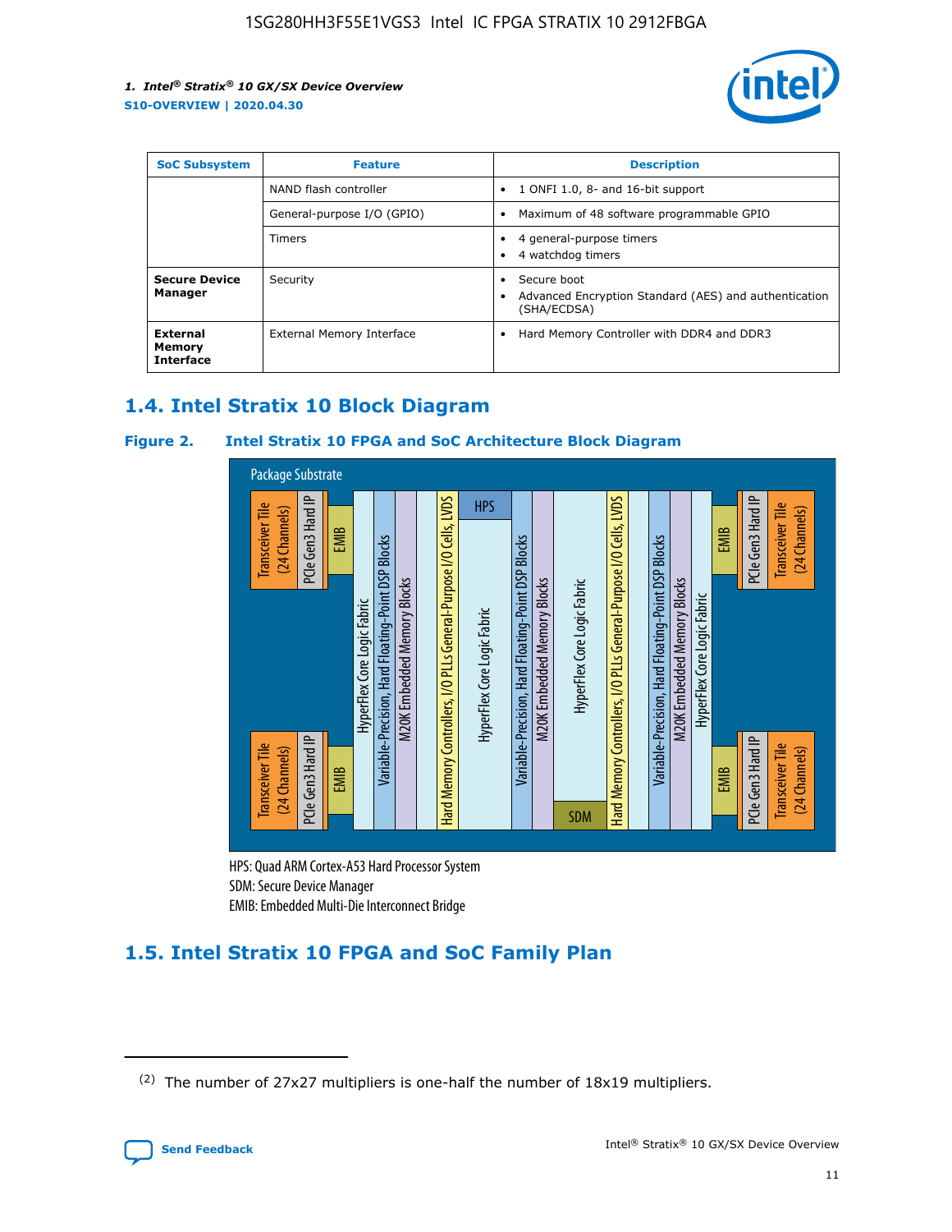| SoC Subsystem | Feature | Description |
| --- | --- | --- |
| | NAND flash controller | • 1 ONFI 1.0, 8- and 16-bit support |
| | General-purpose I/O (GPIO) | • Maximum of 48 software programmable GPIO |
| | Timers | • 4 general-purpose timers<br>• 4 watchdog timers |
| **Secure Device Manager** | Security | • Secure boot<br>• Advanced Encryption Standard (AES) and authentication (SHA/ECDSA) |
| **External Memory Interface** | External Memory Interface | • Hard Memory Controller with DDR4 and DDR3 |

## 1.4. Intel Stratix 10 Block Diagram

**Figure 2. Intel Stratix 10 FPGA and SoC Architecture Block Diagram**

Package Substrate

Transceiver Tile (24 Channels) | PCIe Gen3 Hard IP | EMIB | HyperFlex Core Logic Fabric | Variable-Precision, Hard Floating-Point DSP Blocks | M20K Embedded Memory Blocks | Hard Memory Controllers, I/O PLLs General-Purpose I/O Cells, LVDS | HPS | HyperFlex Core Logic Fabric | Variable-Precision, Hard Floating-Point DSP Blocks | M20K Embedded Memory Blocks | HyperFlex Core Logic Fabric | SDM | Hard Memory Controllers, I/O PLLs General-Purpose I/O Cells, LVDS | Variable-Precision, Hard Floating-Point DSP Blocks | M20K Embedded Memory Blocks | HyperFlex Core Logic Fabric | EMIB | PCIe Gen3 Hard IP | Transceiver Tile (24 Channels)

HPS: Quad ARM Cortex-A53 Hard Processor System
SDM: Secure Device Manager
EMIB: Embedded Multi-Die Interconnect Bridge

## 1.5. Intel Stratix 10 FPGA and SoC Family Plan

(2) The number of 27x27 multipliers is one-half the number of 18x19 multipliers.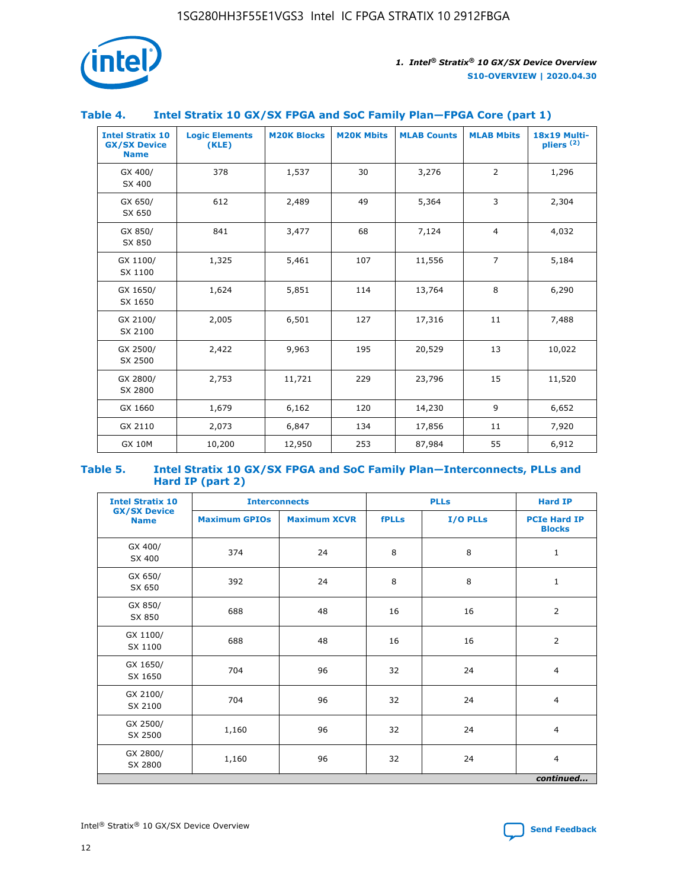## Table 4. Intel Stratix 10 GX/SX FPGA and SoC Family Plan—FPGA Core (part 1)

| Intel Stratix 10 GX/SX Device Name | Logic Elements (KLE) | M20K Blocks | M20K Mbits | MLAB Counts | MLAB Mbits | 18x19 Multi-pliers [(2)] |
|---|---|---|---|---|---|---|
| GX 400/ SX 400 | 378 | 1,537 | 30 | 3,276 | 2 | 1,296 |
| GX 650/ SX 650 | 612 | 2,489 | 49 | 5,364 | 3 | 2,304 |
| GX 850/ SX 850 | 841 | 3,477 | 68 | 7,124 | 4 | 4,032 |
| GX 1100/ SX 1100 | 1,325 | 5,461 | 107 | 11,556 | 7 | 5,184 |
| GX 1650/ SX 1650 | 1,624 | 5,851 | 114 | 13,764 | 8 | 6,290 |
| GX 2100/ SX 2100 | 2,005 | 6,501 | 127 | 17,316 | 11 | 7,488 |
| GX 2500/ SX 2500 | 2,422 | 9,963 | 195 | 20,529 | 13 | 10,022 |
| GX 2800/ SX 2800 | 2,753 | 11,721 | 229 | 23,796 | 15 | 11,520 |
| GX 1660 | 1,679 | 6,162 | 120 | 14,230 | 9 | 6,652 |
| GX 2110 | 2,073 | 6,847 | 134 | 17,856 | 11 | 7,920 |
| GX 10M | 10,200 | 12,950 | 253 | 87,984 | 55 | 6,912 |

## Table 5. Intel Stratix 10 GX/SX FPGA and SoC Family Plan—Interconnects, PLLs and Hard IP (part 2)

| Intel Stratix 10 GX/SX Device Name | Interconnects | | PLLs | | Hard IP |
|---|---|---|---|---|---|
| | Maximum GPIOs | Maximum XCVR | fPLLs | I/O PLLs | PCIe Hard IP Blocks |
| GX 400/ SX 400 | 374 | 24 | 8 | 8 | 1 |
| GX 650/ SX 650 | 392 | 24 | 8 | 8 | 1 |
| GX 850/ SX 850 | 688 | 48 | 16 | 16 | 2 |
| GX 1100/ SX 1100 | 688 | 48 | 16 | 16 | 2 |
| GX 1650/ SX 1650 | 704 | 96 | 32 | 24 | 4 |
| GX 2100/ SX 2100 | 704 | 96 | 32 | 24 | 4 |
| GX 2500/ SX 2500 | 1,160 | 96 | 32 | 24 | 4 |
| GX 2800/ SX 2800 | 1,160 | 96 | 32 | 24 | 4 |

*continued...*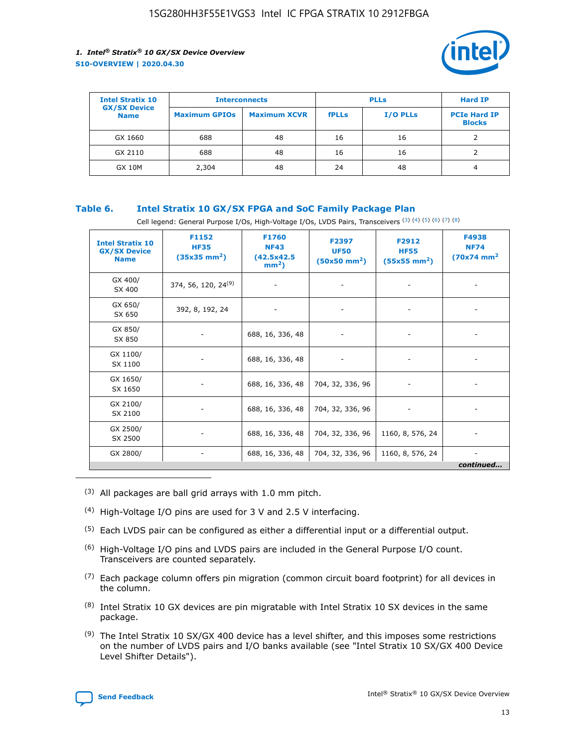| Intel Stratix 10 GX/SX Device Name | Interconnects | | PLLs | | Hard IP |
|---|---|---|---|---|---|
| | Maximum GPIOs | Maximum XCVR | fPLLs | I/O PLLs | PCIe Hard IP Blocks |
| GX 1660 | 688 | 48 | 16 | 16 | 2 |
| GX 2110 | 688 | 48 | 16 | 16 | 2 |
| GX 10M | 2,304 | 48 | 24 | 48 | 4 |

## Table 6. Intel Stratix 10 GX/SX FPGA and SoC Family Package Plan

Cell legend: General Purpose I/Os, High-Voltage I/Os, LVDS Pairs, Transceivers [(3)] [(4)] [(5)] [(6)] [(7)] [(8)]

| Intel Stratix 10 GX/SX Device Name | F1152 HF35 (35x35 mm²) | F1760 NF43 (42.5x42.5 mm²) | F2397 UF50 (50x50 mm²) | F2912 HF55 (55x55 mm²) | F4938 NF74 (70x74 mm² |
|---|---|---|---|---|---|
| GX 400/ SX 400 | 374, 56, 120, 24[(9)] | - | - | - | - |
| GX 650/ SX 650 | 392, 8, 192, 24 | - | - | - | - |
| GX 850/ SX 850 | - | 688, 16, 336, 48 | - | - | - |
| GX 1100/ SX 1100 | - | 688, 16, 336, 48 | - | - | - |
| GX 1650/ SX 1650 | - | 688, 16, 336, 48 | 704, 32, 336, 96 | - | - |
| GX 2100/ SX 2100 | - | 688, 16, 336, 48 | 704, 32, 336, 96 | - | - |
| GX 2500/ SX 2500 | - | 688, 16, 336, 48 | 704, 32, 336, 96 | 1160, 8, 576, 24 | - |
| GX 2800/ | - | 688, 16, 336, 48 | 704, 32, 336, 96 | 1160, 8, 576, 24 | - |

*continued...*

(3) All packages are ball grid arrays with 1.0 mm pitch.

(4) High-Voltage I/O pins are used for 3 V and 2.5 V interfacing.

(5) Each LVDS pair can be configured as either a differential input or a differential output.

(6) High-Voltage I/O pins and LVDS pairs are included in the General Purpose I/O count. Transceivers are counted separately.

(7) Each package column offers pin migration (common circuit board footprint) for all devices in the column.

(8) Intel Stratix 10 GX devices are pin migratable with Intel Stratix 10 SX devices in the same package.

(9) The Intel Stratix 10 SX/GX 400 device has a level shifter, and this imposes some restrictions on the number of LVDS pairs and I/O banks available (see "Intel Stratix 10 SX/GX 400 Device Level Shifter Details").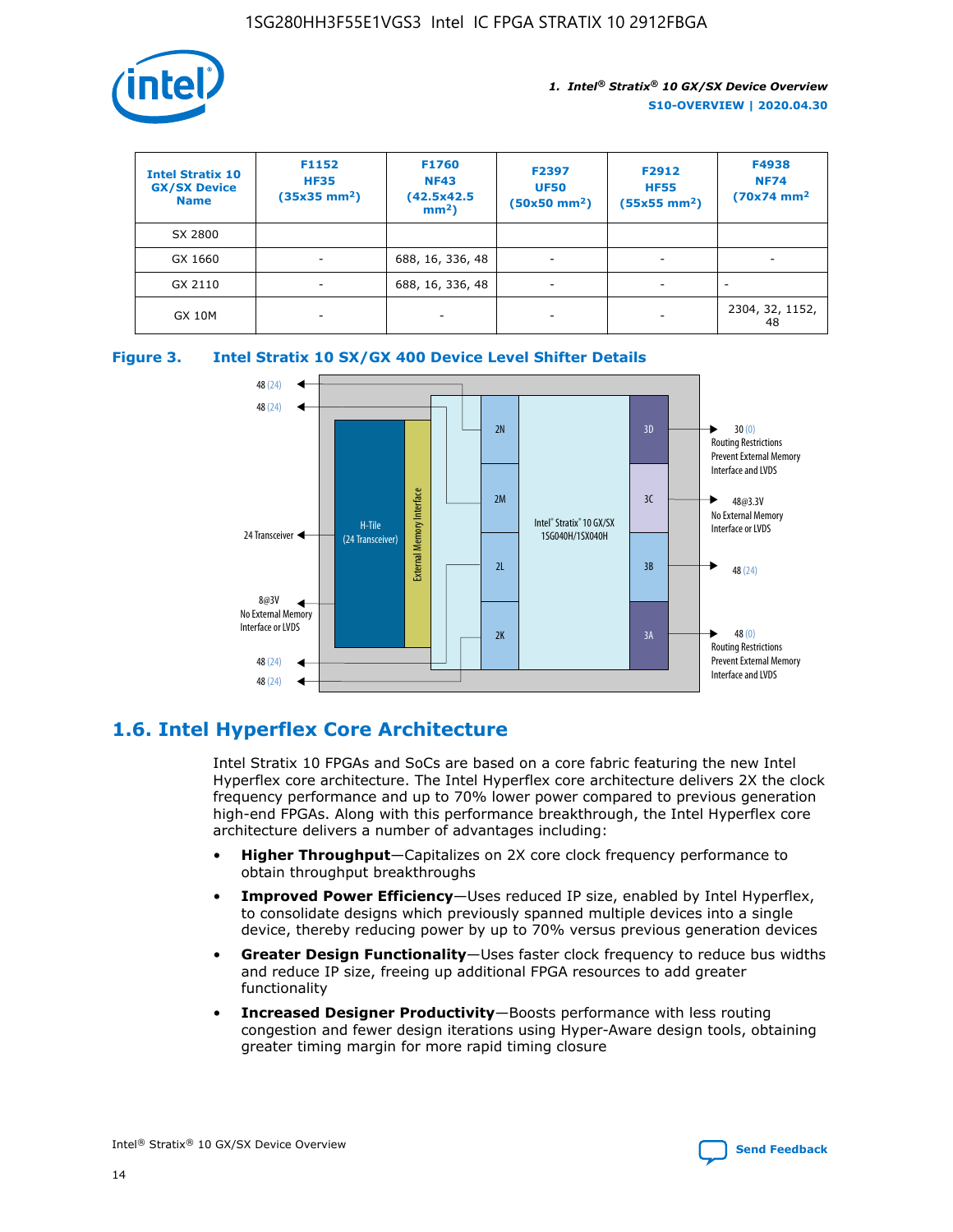| Intel Stratix 10 GX/SX Device Name | F1152 HF35 (35x35 mm²) | F1760 NF43 (42.5x42.5 mm²) | F2397 UF50 (50x50 mm²) | F2912 HF55 (55x55 mm²) | F4938 NF74 (70x74 mm² |
|---|---|---|---|---|---|
| SX 2800 | | | | | |
| GX 1660 | - | 688, 16, 336, 48 | - | - | - |
| GX 2110 | - | 688, 16, 336, 48 | - | - | - |
| GX 10M | - | - | - | - | 2304, 32, 1152, 48 |

**Figure 3. Intel Stratix 10 SX/GX 400 Device Level Shifter Details**

48 (24)
48 (24)
24 Transceiver
8@3V No External Memory Interface or LVDS
48 (24)
48 (24)
H-Tile (24 Transceiver)
External Memory Interface
2N
2M
2L
2K
Intel® Stratix® 10 GX/SX 1SG040H/1SX040H
3D
3C
3B
3A
30 (0) Routing Restrictions Prevent External Memory Interface and LVDS
48@3.3V No External Memory Interface or LVDS
48 (24)
48 (0) Routing Restrictions Prevent External Memory Interface and LVDS

## 1.6. Intel Hyperflex Core Architecture

Intel Stratix 10 FPGAs and SoCs are based on a core fabric featuring the new Intel Hyperflex core architecture. The Intel Hyperflex core architecture delivers 2X the clock frequency performance and up to 70% lower power compared to previous generation high-end FPGAs. Along with this performance breakthrough, the Intel Hyperflex core architecture delivers a number of advantages including:

- **Higher Throughput**—Capitalizes on 2X core clock frequency performance to obtain throughput breakthroughs
- **Improved Power Efficiency**—Uses reduced IP size, enabled by Intel Hyperflex, to consolidate designs which previously spanned multiple devices into a single device, thereby reducing power by up to 70% versus previous generation devices
- **Greater Design Functionality**—Uses faster clock frequency to reduce bus widths and reduce IP size, freeing up additional FPGA resources to add greater functionality
- **Increased Designer Productivity**—Boosts performance with less routing congestion and fewer design iterations using Hyper-Aware design tools, obtaining greater timing margin for more rapid timing closure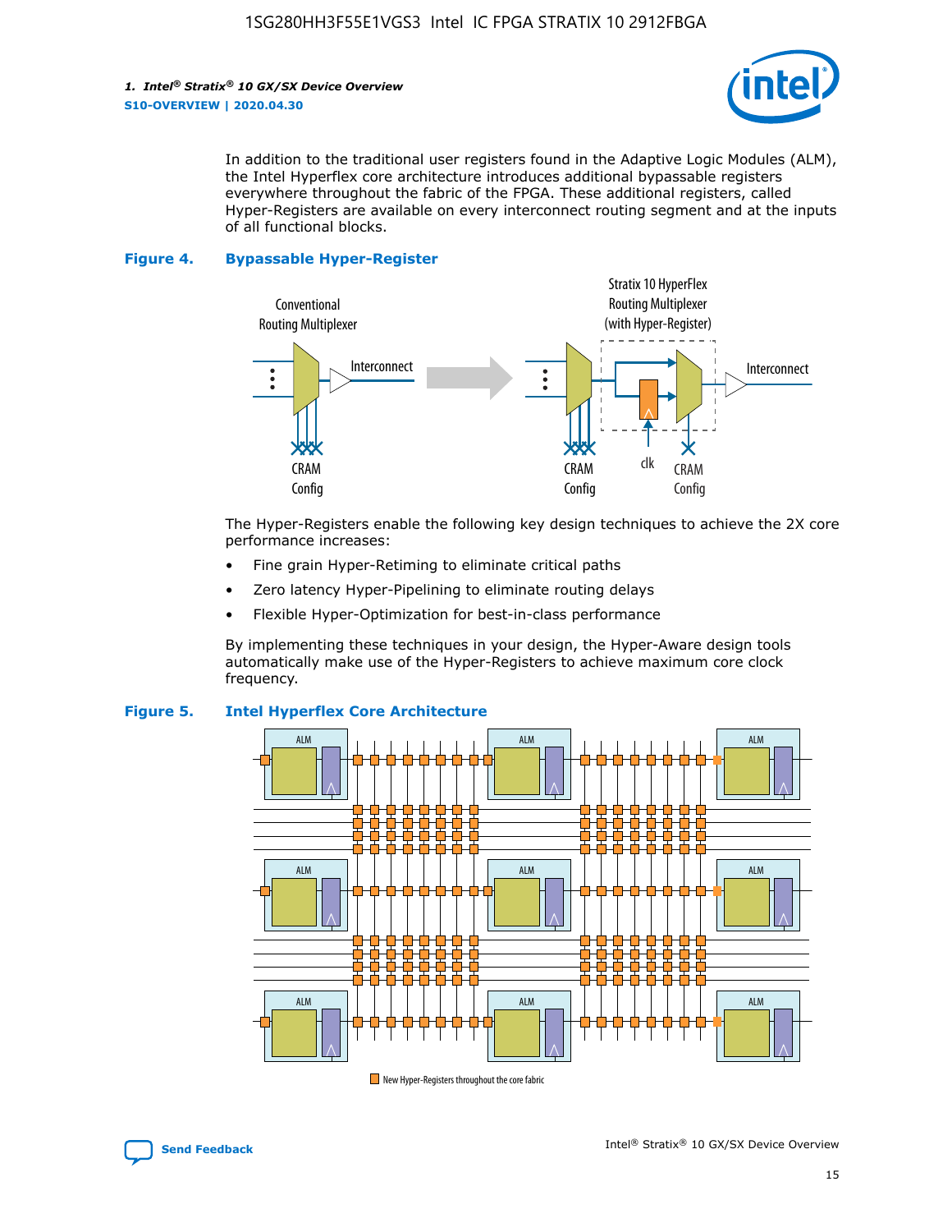In addition to the traditional user registers found in the Adaptive Logic Modules (ALM), the Intel Hyperflex core architecture introduces additional bypassable registers everywhere throughout the fabric of the FPGA. These additional registers, called Hyper-Registers are available on every interconnect routing segment and at the inputs of all functional blocks.

**Figure 4. Bypassable Hyper-Register**

The Hyper-Registers enable the following key design techniques to achieve the 2X core performance increases:

- Fine grain Hyper-Retiming to eliminate critical paths
- Zero latency Hyper-Pipelining to eliminate routing delays
- Flexible Hyper-Optimization for best-in-class performance

By implementing these techniques in your design, the Hyper-Aware design tools automatically make use of the Hyper-Registers to achieve maximum core clock frequency.

**Figure 5. Intel Hyperflex Core Architecture**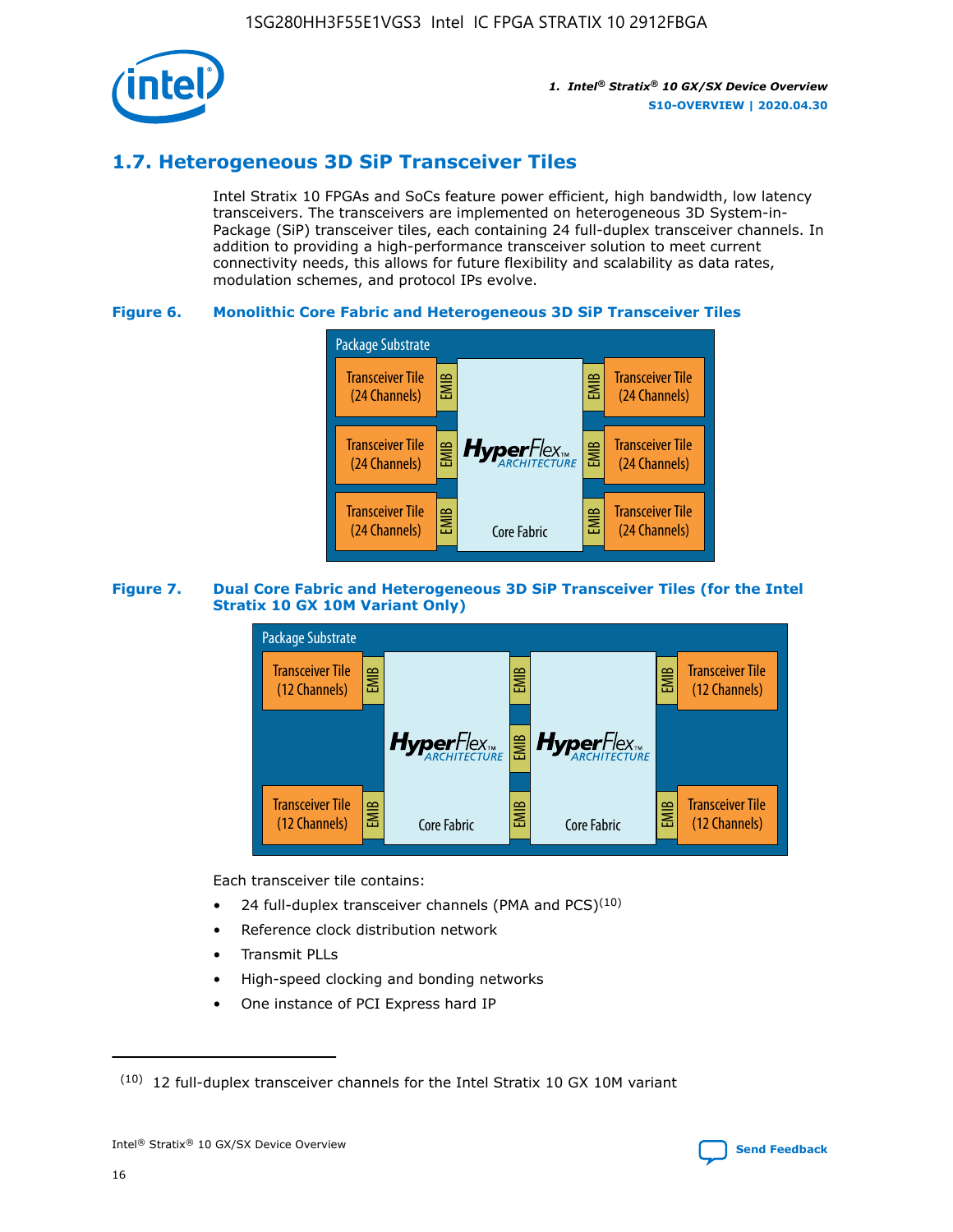## 1.7. Heterogeneous 3D SiP Transceiver Tiles

Intel Stratix 10 FPGAs and SoCs feature power efficient, high bandwidth, low latency transceivers. The transceivers are implemented on heterogeneous 3D System-in-Package (SiP) transceiver tiles, each containing 24 full-duplex transceiver channels. In addition to providing a high-performance transceiver solution to meet current connectivity needs, this allows for future flexibility and scalability as data rates, modulation schemes, and protocol IPs evolve.

**Figure 6. Monolithic Core Fabric and Heterogeneous 3D SiP Transceiver Tiles**

Package Substrate

Transceiver Tile (24 Channels) | EMIB | HyperFlex ARCHITECTURE Core Fabric | EMIB | Transceiver Tile (24 Channels)

**Figure 7. Dual Core Fabric and Heterogeneous 3D SiP Transceiver Tiles (for the Intel Stratix 10 GX 10M Variant Only)**

Package Substrate

Transceiver Tile (12 Channels) | EMIB | HyperFlex ARCHITECTURE Core Fabric | EMIB | HyperFlex ARCHITECTURE Core Fabric | EMIB | Transceiver Tile (12 Channels)

Each transceiver tile contains:

- 24 full-duplex transceiver channels (PMA and PCS)[10]
- Reference clock distribution network
- Transmit PLLs
- High-speed clocking and bonding networks
- One instance of PCI Express hard IP

(10) 12 full-duplex transceiver channels for the Intel Stratix 10 GX 10M variant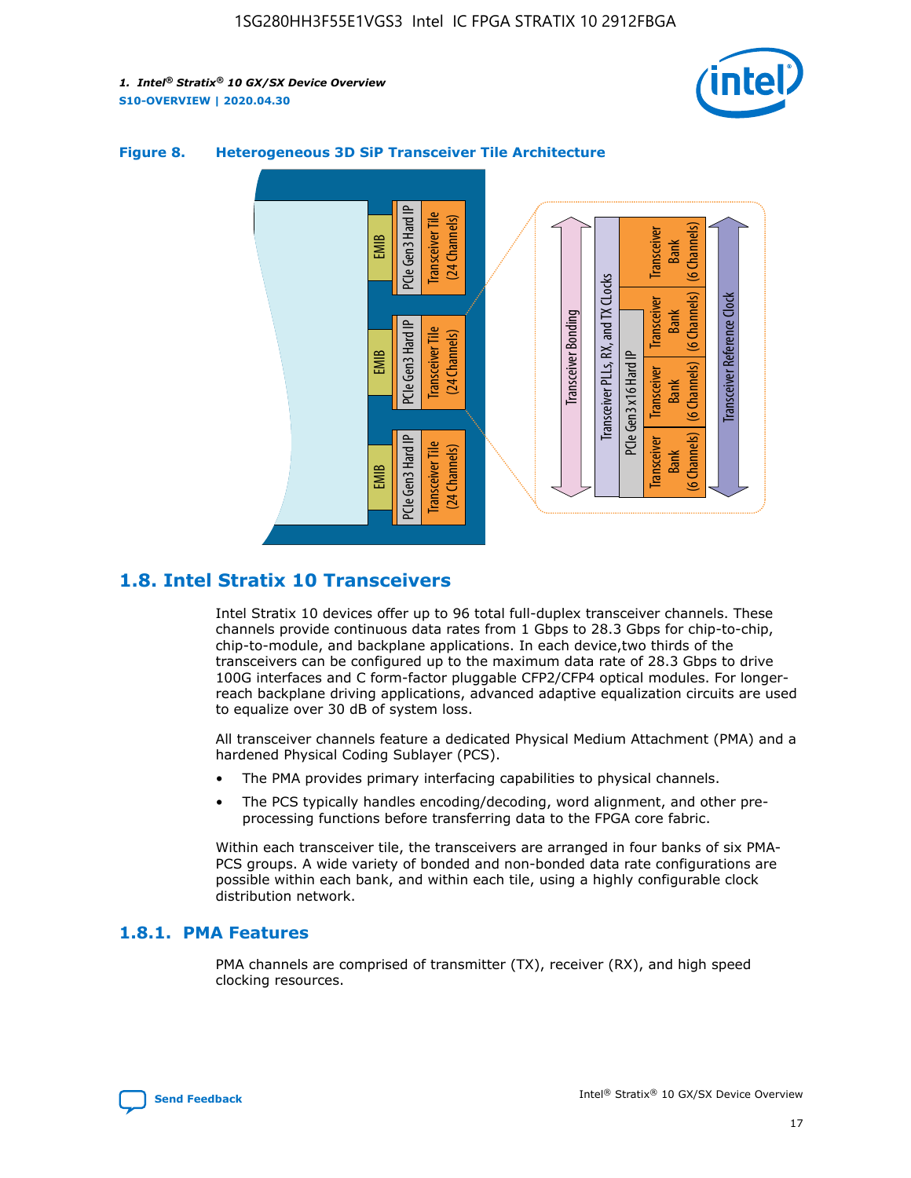**Figure 8. Heterogeneous 3D SiP Transceiver Tile Architecture**

## 1.8. Intel Stratix 10 Transceivers

Intel Stratix 10 devices offer up to 96 total full-duplex transceiver channels. These channels provide continuous data rates from 1 Gbps to 28.3 Gbps for chip-to-chip, chip-to-module, and backplane applications. In each device,two thirds of the transceivers can be configured up to the maximum data rate of 28.3 Gbps to drive 100G interfaces and C form-factor pluggable CFP2/CFP4 optical modules. For longer-reach backplane driving applications, advanced adaptive equalization circuits are used to equalize over 30 dB of system loss.

All transceiver channels feature a dedicated Physical Medium Attachment (PMA) and a hardened Physical Coding Sublayer (PCS).

- The PMA provides primary interfacing capabilities to physical channels.
- The PCS typically handles encoding/decoding, word alignment, and other pre-processing functions before transferring data to the FPGA core fabric.

Within each transceiver tile, the transceivers are arranged in four banks of six PMA-PCS groups. A wide variety of bonded and non-bonded data rate configurations are possible within each bank, and within each tile, using a highly configurable clock distribution network.

### 1.8.1. PMA Features

PMA channels are comprised of transmitter (TX), receiver (RX), and high speed clocking resources.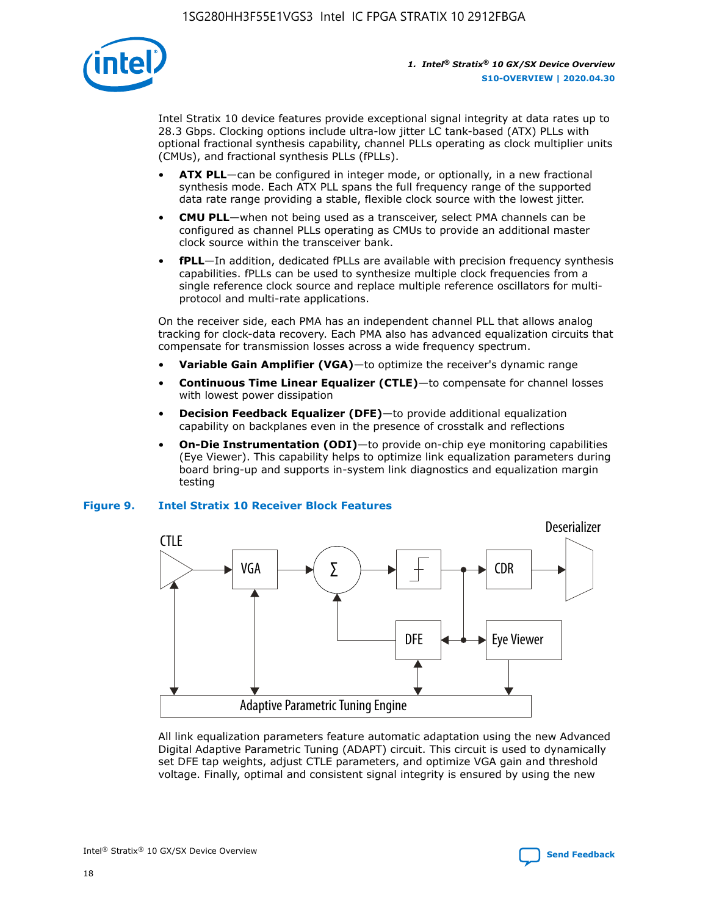Intel Stratix 10 device features provide exceptional signal integrity at data rates up to 28.3 Gbps. Clocking options include ultra-low jitter LC tank-based (ATX) PLLs with optional fractional synthesis capability, channel PLLs operating as clock multiplier units (CMUs), and fractional synthesis PLLs (fPLLs).

- **ATX PLL**—can be configured in integer mode, or optionally, in a new fractional synthesis mode. Each ATX PLL spans the full frequency range of the supported data rate range providing a stable, flexible clock source with the lowest jitter.
- **CMU PLL**—when not being used as a transceiver, select PMA channels can be configured as channel PLLs operating as CMUs to provide an additional master clock source within the transceiver bank.
- **fPLL**—In addition, dedicated fPLLs are available with precision frequency synthesis capabilities. fPLLs can be used to synthesize multiple clock frequencies from a single reference clock source and replace multiple reference oscillators for multi-protocol and multi-rate applications.

On the receiver side, each PMA has an independent channel PLL that allows analog tracking for clock-data recovery. Each PMA also has advanced equalization circuits that compensate for transmission losses across a wide frequency spectrum.

- **Variable Gain Amplifier (VGA)**—to optimize the receiver's dynamic range
- **Continuous Time Linear Equalizer (CTLE)**—to compensate for channel losses with lowest power dissipation
- **Decision Feedback Equalizer (DFE)**—to provide additional equalization capability on backplanes even in the presence of crosstalk and reflections
- **On-Die Instrumentation (ODI)**—to provide on-chip eye monitoring capabilities (Eye Viewer). This capability helps to optimize link equalization parameters during board bring-up and supports in-system link diagnostics and equalization margin testing

**Figure 9. Intel Stratix 10 Receiver Block Features**

All link equalization parameters feature automatic adaptation using the new Advanced Digital Adaptive Parametric Tuning (ADAPT) circuit. This circuit is used to dynamically set DFE tap weights, adjust CTLE parameters, and optimize VGA gain and threshold voltage. Finally, optimal and consistent signal integrity is ensured by using the new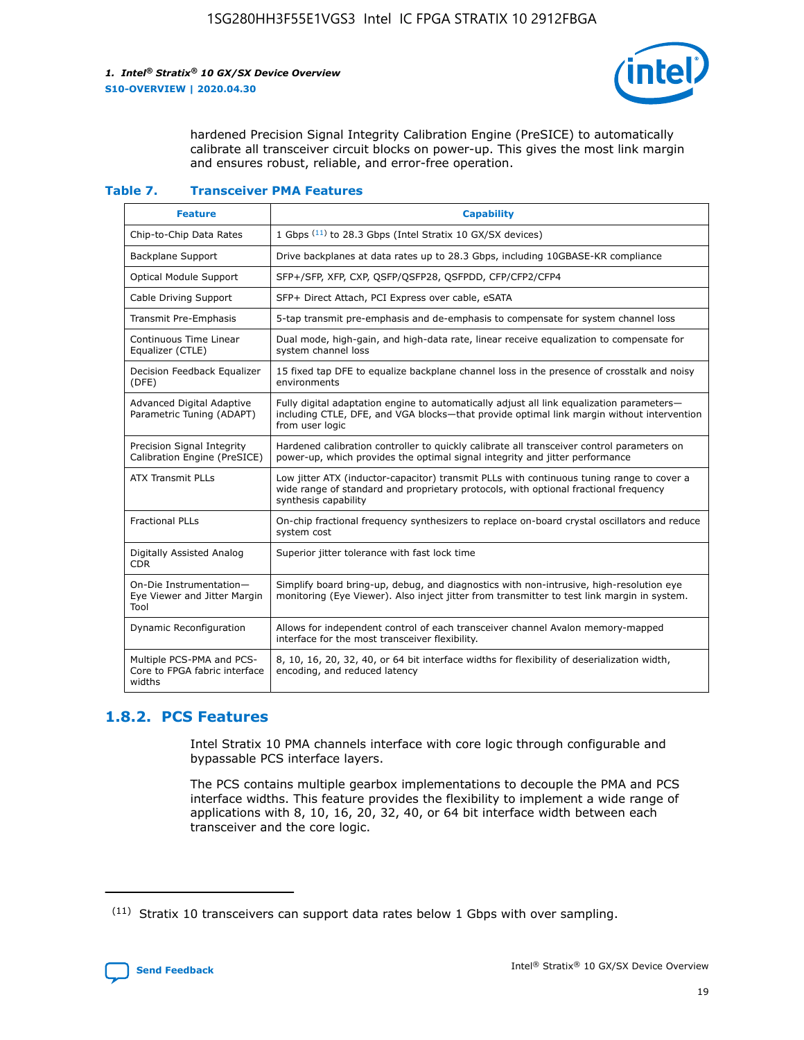hardened Precision Signal Integrity Calibration Engine (PreSICE) to automatically calibrate all transceiver circuit blocks on power-up. This gives the most link margin and ensures robust, reliable, and error-free operation.

**Table 7. Transceiver PMA Features**

| Feature | Capability |
|---|---|
| Chip-to-Chip Data Rates | 1 Gbps [11] to 28.3 Gbps (Intel Stratix 10 GX/SX devices) |
| Backplane Support | Drive backplanes at data rates up to 28.3 Gbps, including 10GBASE-KR compliance |
| Optical Module Support | SFP+/SFP, XFP, CXP, QSFP/QSFP28, QSFPDD, CFP/CFP2/CFP4 |
| Cable Driving Support | SFP+ Direct Attach, PCI Express over cable, eSATA |
| Transmit Pre-Emphasis | 5-tap transmit pre-emphasis and de-emphasis to compensate for system channel loss |
| Continuous Time Linear Equalizer (CTLE) | Dual mode, high-gain, and high-data rate, linear receive equalization to compensate for system channel loss |
| Decision Feedback Equalizer (DFE) | 15 fixed tap DFE to equalize backplane channel loss in the presence of crosstalk and noisy environments |
| Advanced Digital Adaptive Parametric Tuning (ADAPT) | Fully digital adaptation engine to automatically adjust all link equalization parameters—including CTLE, DFE, and VGA blocks—that provide optimal link margin without intervention from user logic |
| Precision Signal Integrity Calibration Engine (PreSICE) | Hardened calibration controller to quickly calibrate all transceiver control parameters on power-up, which provides the optimal signal integrity and jitter performance |
| ATX Transmit PLLs | Low jitter ATX (inductor-capacitor) transmit PLLs with continuous tuning range to cover a wide range of standard and proprietary protocols, with optional fractional frequency synthesis capability |
| Fractional PLLs | On-chip fractional frequency synthesizers to replace on-board crystal oscillators and reduce system cost |
| Digitally Assisted Analog CDR | Superior jitter tolerance with fast lock time |
| On-Die Instrumentation—Eye Viewer and Jitter Margin Tool | Simplify board bring-up, debug, and diagnostics with non-intrusive, high-resolution eye monitoring (Eye Viewer). Also inject jitter from transmitter to test link margin in system. |
| Dynamic Reconfiguration | Allows for independent control of each transceiver channel Avalon memory-mapped interface for the most transceiver flexibility. |
| Multiple PCS-PMA and PCS-Core to FPGA fabric interface widths | 8, 10, 16, 20, 32, 40, or 64 bit interface widths for flexibility of deserialization width, encoding, and reduced latency |

## 1.8.2. PCS Features

Intel Stratix 10 PMA channels interface with core logic through configurable and bypassable PCS interface layers.

The PCS contains multiple gearbox implementations to decouple the PMA and PCS interface widths. This feature provides the flexibility to implement a wide range of applications with 8, 10, 16, 20, 32, 40, or 64 bit interface width between each transceiver and the core logic.

[11] Stratix 10 transceivers can support data rates below 1 Gbps with over sampling.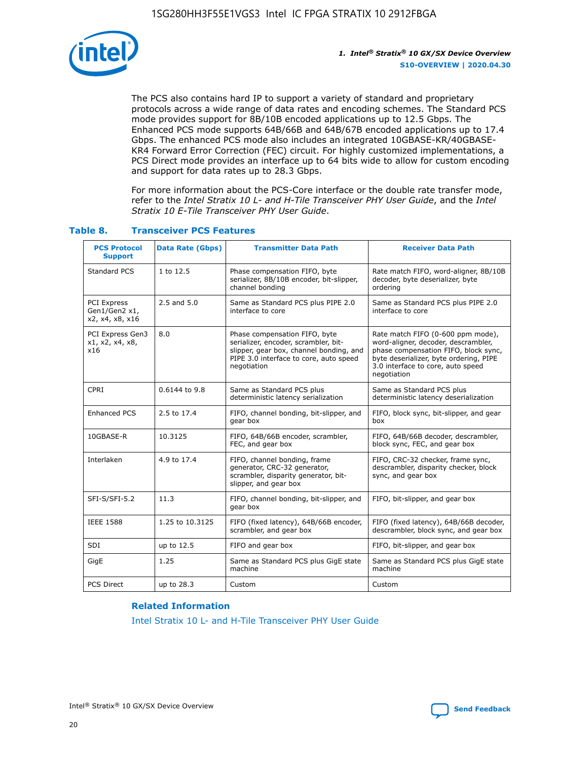The PCS also contains hard IP to support a variety of standard and proprietary protocols across a wide range of data rates and encoding schemes. The Standard PCS mode provides support for 8B/10B encoded applications up to 12.5 Gbps. The Enhanced PCS mode supports 64B/66B and 64B/67B encoded applications up to 17.4 Gbps. The enhanced PCS mode also includes an integrated 10GBASE-KR/40GBASE-KR4 Forward Error Correction (FEC) circuit. For highly customized implementations, a PCS Direct mode provides an interface up to 64 bits wide to allow for custom encoding and support for data rates up to 28.3 Gbps.

For more information about the PCS-Core interface or the double rate transfer mode, refer to the *Intel Stratix 10 L- and H-Tile Transceiver PHY User Guide*, and the *Intel Stratix 10 E-Tile Transceiver PHY User Guide*.

### Table 8. Transceiver PCS Features

| PCS Protocol Support | Data Rate (Gbps) | Transmitter Data Path | Receiver Data Path |
|---|---|---|---|
| Standard PCS | 1 to 12.5 | Phase compensation FIFO, byte serializer, 8B/10B encoder, bit-slipper, channel bonding | Rate match FIFO, word-aligner, 8B/10B decoder, byte deserializer, byte ordering |
| PCI Express Gen1/Gen2 x1, x2, x4, x8, x16 | 2.5 and 5.0 | Same as Standard PCS plus PIPE 2.0 interface to core | Same as Standard PCS plus PIPE 2.0 interface to core |
| PCI Express Gen3 x1, x2, x4, x8, x16 | 8.0 | Phase compensation FIFO, byte serializer, encoder, scrambler, bit-slipper, gear box, channel bonding, and PIPE 3.0 interface to core, auto speed negotiation | Rate match FIFO (0-600 ppm mode), word-aligner, decoder, descrambler, phase compensation FIFO, block sync, byte deserializer, byte ordering, PIPE 3.0 interface to core, auto speed negotiation |
| CPRI | 0.6144 to 9.8 | Same as Standard PCS plus deterministic latency serialization | Same as Standard PCS plus deterministic latency deserialization |
| Enhanced PCS | 2.5 to 17.4 | FIFO, channel bonding, bit-slipper, and gear box | FIFO, block sync, bit-slipper, and gear box |
| 10GBASE-R | 10.3125 | FIFO, 64B/66B encoder, scrambler, FEC, and gear box | FIFO, 64B/66B decoder, descrambler, block sync, FEC, and gear box |
| Interlaken | 4.9 to 17.4 | FIFO, channel bonding, frame generator, CRC-32 generator, scrambler, disparity generator, bit-slipper, and gear box | FIFO, CRC-32 checker, frame sync, descrambler, disparity checker, block sync, and gear box |
| SFI-S/SFI-5.2 | 11.3 | FIFO, channel bonding, bit-slipper, and gear box | FIFO, bit-slipper, and gear box |
| IEEE 1588 | 1.25 to 10.3125 | FIFO (fixed latency), 64B/66B encoder, scrambler, and gear box | FIFO (fixed latency), 64B/66B decoder, descrambler, block sync, and gear box |
| SDI | up to 12.5 | FIFO and gear box | FIFO, bit-slipper, and gear box |
| GigE | 1.25 | Same as Standard PCS plus GigE state machine | Same as Standard PCS plus GigE state machine |
| PCS Direct | up to 28.3 | Custom | Custom |

**Related Information**

Intel Stratix 10 L- and H-Tile Transceiver PHY User Guide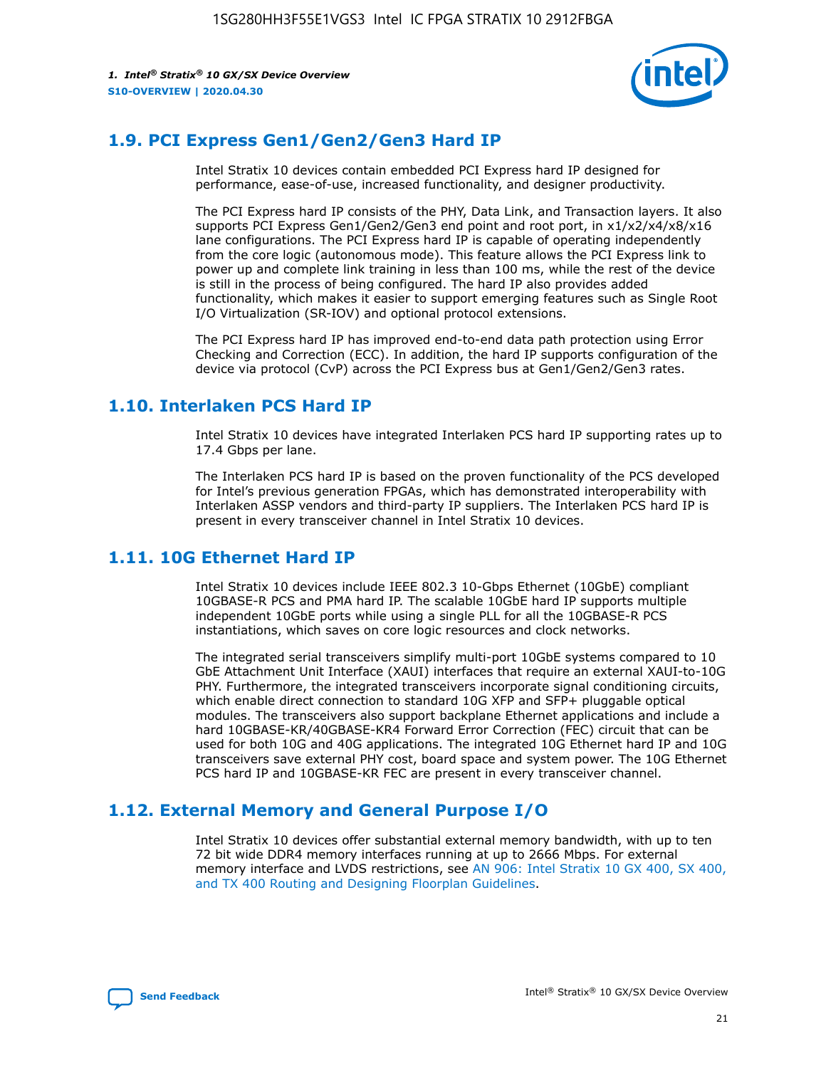## 1.9. PCI Express Gen1/Gen2/Gen3 Hard IP

Intel Stratix 10 devices contain embedded PCI Express hard IP designed for performance, ease-of-use, increased functionality, and designer productivity.

The PCI Express hard IP consists of the PHY, Data Link, and Transaction layers. It also supports PCI Express Gen1/Gen2/Gen3 end point and root port, in x1/x2/x4/x8/x16 lane configurations. The PCI Express hard IP is capable of operating independently from the core logic (autonomous mode). This feature allows the PCI Express link to power up and complete link training in less than 100 ms, while the rest of the device is still in the process of being configured. The hard IP also provides added functionality, which makes it easier to support emerging features such as Single Root I/O Virtualization (SR-IOV) and optional protocol extensions.

The PCI Express hard IP has improved end-to-end data path protection using Error Checking and Correction (ECC). In addition, the hard IP supports configuration of the device via protocol (CvP) across the PCI Express bus at Gen1/Gen2/Gen3 rates.

## 1.10. Interlaken PCS Hard IP

Intel Stratix 10 devices have integrated Interlaken PCS hard IP supporting rates up to 17.4 Gbps per lane.

The Interlaken PCS hard IP is based on the proven functionality of the PCS developed for Intel's previous generation FPGAs, which has demonstrated interoperability with Interlaken ASSP vendors and third-party IP suppliers. The Interlaken PCS hard IP is present in every transceiver channel in Intel Stratix 10 devices.

## 1.11. 10G Ethernet Hard IP

Intel Stratix 10 devices include IEEE 802.3 10-Gbps Ethernet (10GbE) compliant 10GBASE-R PCS and PMA hard IP. The scalable 10GbE hard IP supports multiple independent 10GbE ports while using a single PLL for all the 10GBASE-R PCS instantiations, which saves on core logic resources and clock networks.

The integrated serial transceivers simplify multi-port 10GbE systems compared to 10 GbE Attachment Unit Interface (XAUI) interfaces that require an external XAUI-to-10G PHY. Furthermore, the integrated transceivers incorporate signal conditioning circuits, which enable direct connection to standard 10G XFP and SFP+ pluggable optical modules. The transceivers also support backplane Ethernet applications and include a hard 10GBASE-KR/40GBASE-KR4 Forward Error Correction (FEC) circuit that can be used for both 10G and 40G applications. The integrated 10G Ethernet hard IP and 10G transceivers save external PHY cost, board space and system power. The 10G Ethernet PCS hard IP and 10GBASE-KR FEC are present in every transceiver channel.

## 1.12. External Memory and General Purpose I/O

Intel Stratix 10 devices offer substantial external memory bandwidth, with up to ten 72 bit wide DDR4 memory interfaces running at up to 2666 Mbps. For external memory interface and LVDS restrictions, see AN 906: Intel Stratix 10 GX 400, SX 400, and TX 400 Routing and Designing Floorplan Guidelines.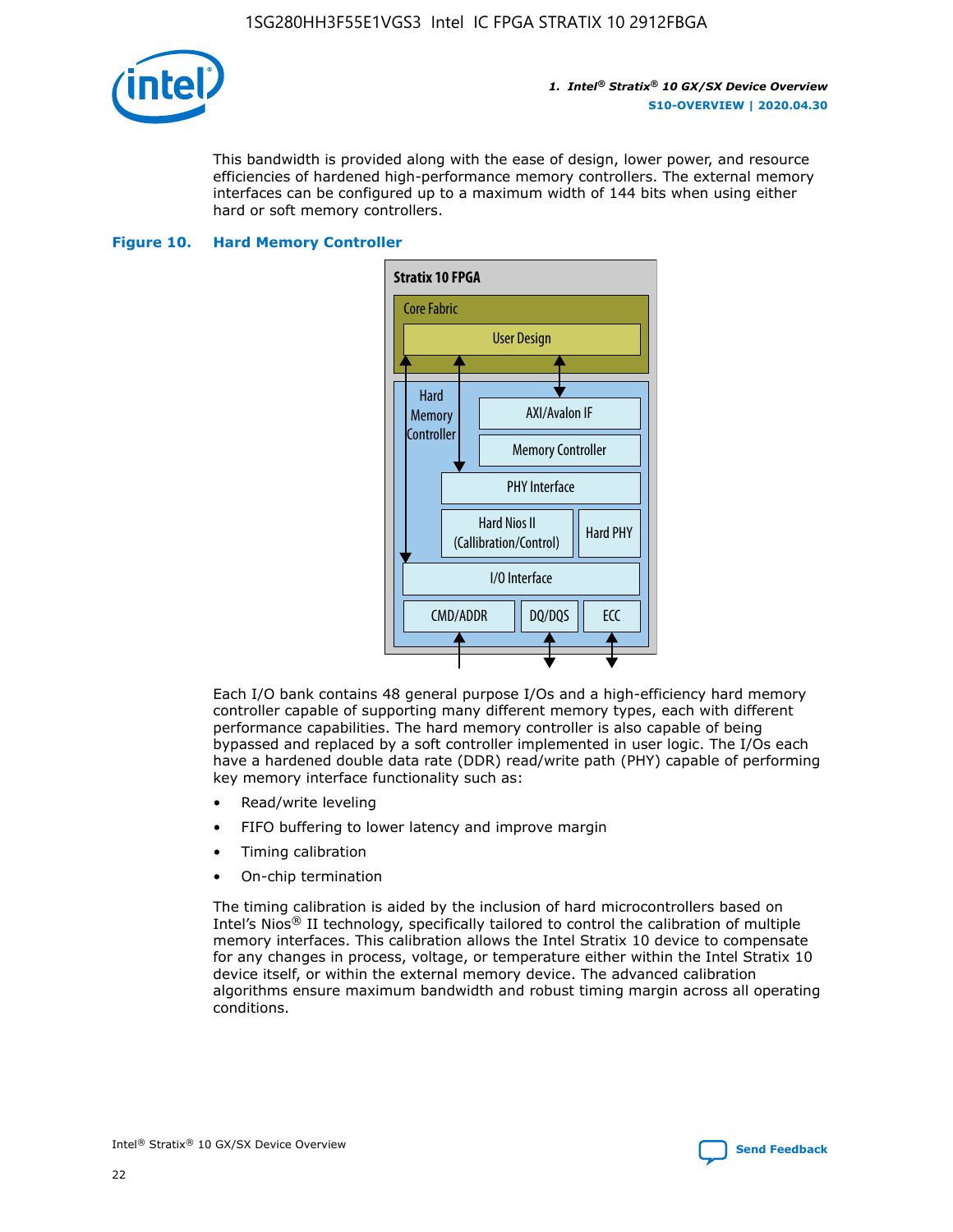This bandwidth is provided along with the ease of design, lower power, and resource efficiencies of hardened high-performance memory controllers. The external memory interfaces can be configured up to a maximum width of 144 bits when using either hard or soft memory controllers.

**Figure 10. Hard Memory Controller**

Stratix 10 FPGA

Core Fabric

User Design

Hard Memory Controller

AXI/Avalon IF

Memory Controller

PHY Interface

Hard Nios II (Callibration/Control)

Hard PHY

I/O Interface

CMD/ADDR

DQ/DQS

ECC

Each I/O bank contains 48 general purpose I/Os and a high-efficiency hard memory controller capable of supporting many different memory types, each with different performance capabilities. The hard memory controller is also capable of being bypassed and replaced by a soft controller implemented in user logic. The I/Os each have a hardened double data rate (DDR) read/write path (PHY) capable of performing key memory interface functionality such as:

- Read/write leveling
- FIFO buffering to lower latency and improve margin
- Timing calibration
- On-chip termination

The timing calibration is aided by the inclusion of hard microcontrollers based on Intel's Nios® II technology, specifically tailored to control the calibration of multiple memory interfaces. This calibration allows the Intel Stratix 10 device to compensate for any changes in process, voltage, or temperature either within the Intel Stratix 10 device itself, or within the external memory device. The advanced calibration algorithms ensure maximum bandwidth and robust timing margin across all operating conditions.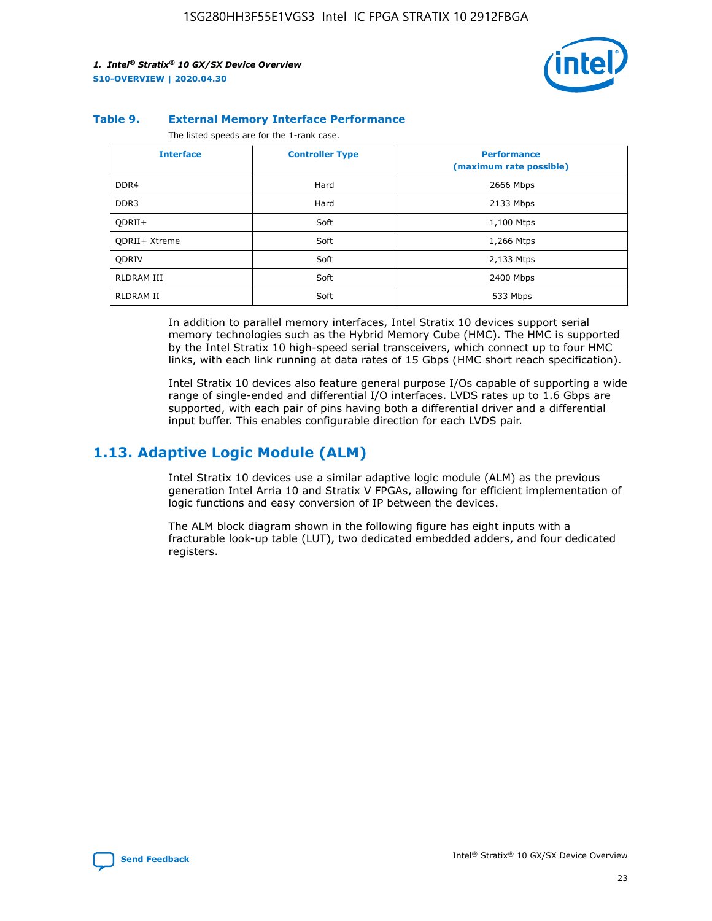**Table 9. External Memory Interface Performance**

The listed speeds are for the 1-rank case.

| Interface | Controller Type | Performance (maximum rate possible) |
| --- | --- | --- |
| DDR4 | Hard | 2666 Mbps |
| DDR3 | Hard | 2133 Mbps |
| QDRII+ | Soft | 1,100 Mtps |
| QDRII+ Xtreme | Soft | 1,266 Mtps |
| QDRIV | Soft | 2,133 Mtps |
| RLDRAM III | Soft | 2400 Mbps |
| RLDRAM II | Soft | 533 Mbps |

In addition to parallel memory interfaces, Intel Stratix 10 devices support serial memory technologies such as the Hybrid Memory Cube (HMC). The HMC is supported by the Intel Stratix 10 high-speed serial transceivers, which connect up to four HMC links, with each link running at data rates of 15 Gbps (HMC short reach specification).

Intel Stratix 10 devices also feature general purpose I/Os capable of supporting a wide range of single-ended and differential I/O interfaces. LVDS rates up to 1.6 Gbps are supported, with each pair of pins having both a differential driver and a differential input buffer. This enables configurable direction for each LVDS pair.

## 1.13. Adaptive Logic Module (ALM)

Intel Stratix 10 devices use a similar adaptive logic module (ALM) as the previous generation Intel Arria 10 and Stratix V FPGAs, allowing for efficient implementation of logic functions and easy conversion of IP between the devices.

The ALM block diagram shown in the following figure has eight inputs with a fracturable look-up table (LUT), two dedicated embedded adders, and four dedicated registers.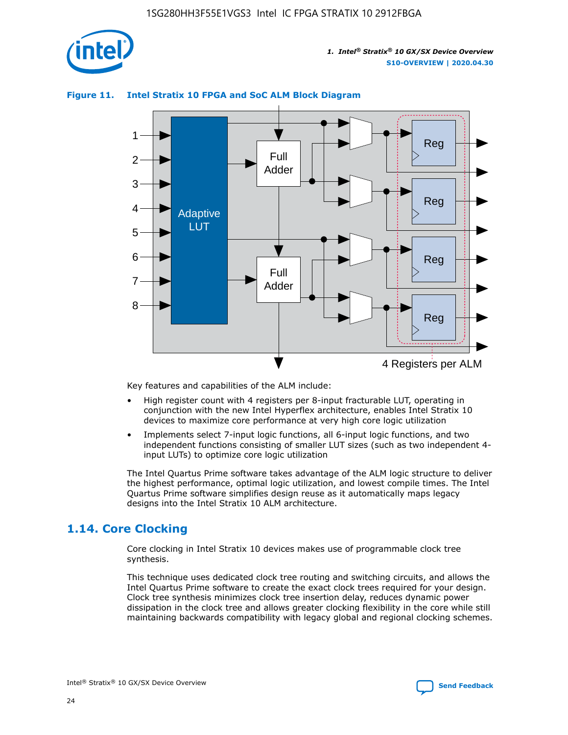**Figure 11. Intel Stratix 10 FPGA and SoC ALM Block Diagram**

Key features and capabilities of the ALM include:

- High register count with 4 registers per 8-input fracturable LUT, operating in conjunction with the new Intel Hyperflex architecture, enables Intel Stratix 10 devices to maximize core performance at very high core logic utilization
- Implements select 7-input logic functions, all 6-input logic functions, and two independent functions consisting of smaller LUT sizes (such as two independent 4-input LUTs) to optimize core logic utilization

The Intel Quartus Prime software takes advantage of the ALM logic structure to deliver the highest performance, optimal logic utilization, and lowest compile times. The Intel Quartus Prime software simplifies design reuse as it automatically maps legacy designs into the Intel Stratix 10 ALM architecture.

## 1.14. Core Clocking

Core clocking in Intel Stratix 10 devices makes use of programmable clock tree synthesis.

This technique uses dedicated clock tree routing and switching circuits, and allows the Intel Quartus Prime software to create the exact clock trees required for your design. Clock tree synthesis minimizes clock tree insertion delay, reduces dynamic power dissipation in the clock tree and allows greater clocking flexibility in the core while still maintaining backwards compatibility with legacy global and regional clocking schemes.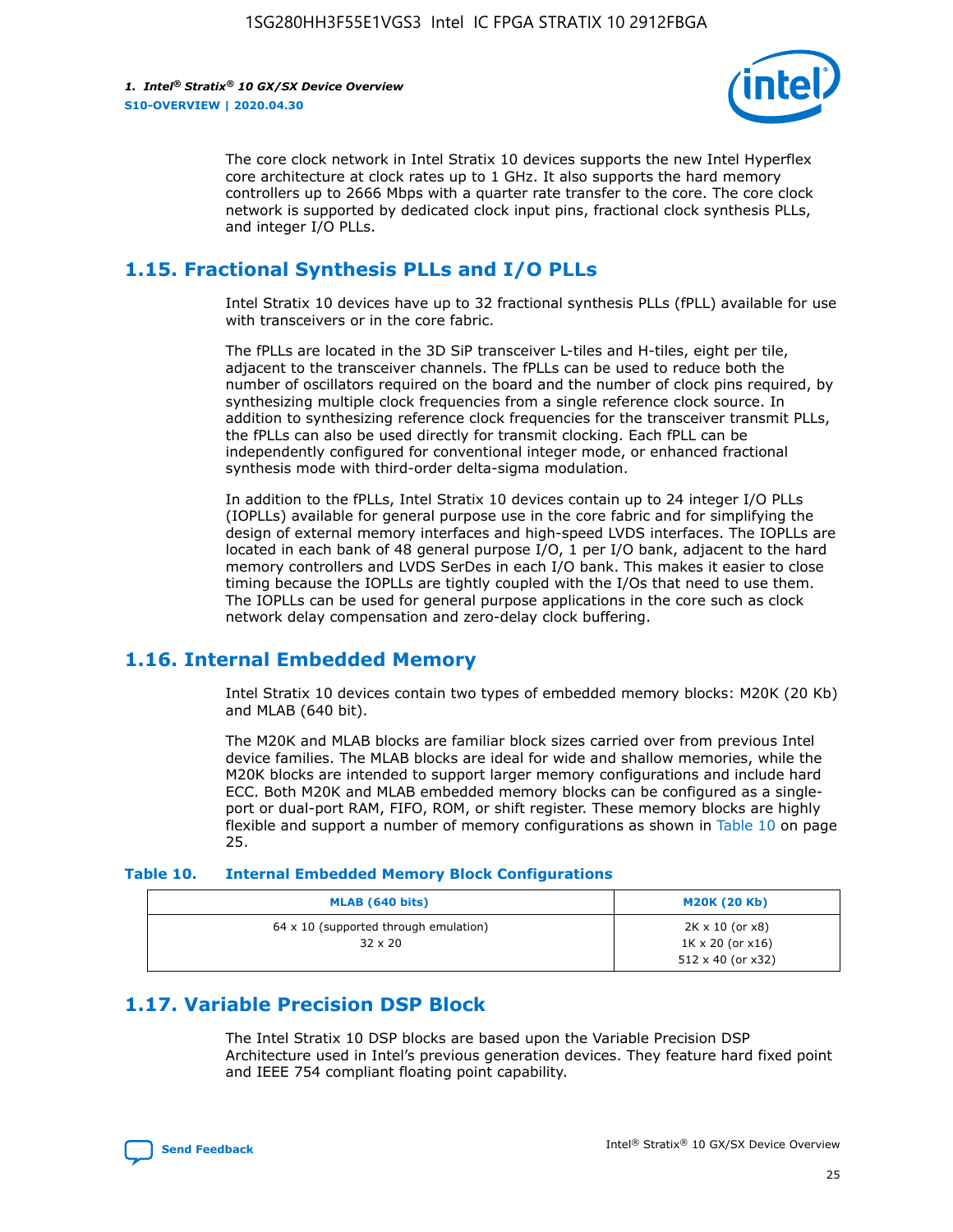The core clock network in Intel Stratix 10 devices supports the new Intel Hyperflex core architecture at clock rates up to 1 GHz. It also supports the hard memory controllers up to 2666 Mbps with a quarter rate transfer to the core. The core clock network is supported by dedicated clock input pins, fractional clock synthesis PLLs, and integer I/O PLLs.

## 1.15. Fractional Synthesis PLLs and I/O PLLs

Intel Stratix 10 devices have up to 32 fractional synthesis PLLs (fPLL) available for use with transceivers or in the core fabric.

The fPLLs are located in the 3D SiP transceiver L-tiles and H-tiles, eight per tile, adjacent to the transceiver channels. The fPLLs can be used to reduce both the number of oscillators required on the board and the number of clock pins required, by synthesizing multiple clock frequencies from a single reference clock source. In addition to synthesizing reference clock frequencies for the transceiver transmit PLLs, the fPLLs can also be used directly for transmit clocking. Each fPLL can be independently configured for conventional integer mode, or enhanced fractional synthesis mode with third-order delta-sigma modulation.

In addition to the fPLLs, Intel Stratix 10 devices contain up to 24 integer I/O PLLs (IOPLLs) available for general purpose use in the core fabric and for simplifying the design of external memory interfaces and high-speed LVDS interfaces. The IOPLLs are located in each bank of 48 general purpose I/O, 1 per I/O bank, adjacent to the hard memory controllers and LVDS SerDes in each I/O bank. This makes it easier to close timing because the IOPLLs are tightly coupled with the I/Os that need to use them. The IOPLLs can be used for general purpose applications in the core such as clock network delay compensation and zero-delay clock buffering.

## 1.16. Internal Embedded Memory

Intel Stratix 10 devices contain two types of embedded memory blocks: M20K (20 Kb) and MLAB (640 bit).

The M20K and MLAB blocks are familiar block sizes carried over from previous Intel device families. The MLAB blocks are ideal for wide and shallow memories, while the M20K blocks are intended to support larger memory configurations and include hard ECC. Both M20K and MLAB embedded memory blocks can be configured as a single-port or dual-port RAM, FIFO, ROM, or shift register. These memory blocks are highly flexible and support a number of memory configurations as shown in Table 10 on page 25.

**Table 10. Internal Embedded Memory Block Configurations**

| MLAB (640 bits) | M20K (20 Kb) |
|---|---|
| 64 x 10 (supported through emulation)<br>32 x 20 | 2K x 10 (or x8)<br>1K x 20 (or x16)<br>512 x 40 (or x32) |

## 1.17. Variable Precision DSP Block

The Intel Stratix 10 DSP blocks are based upon the Variable Precision DSP Architecture used in Intel's previous generation devices. They feature hard fixed point and IEEE 754 compliant floating point capability.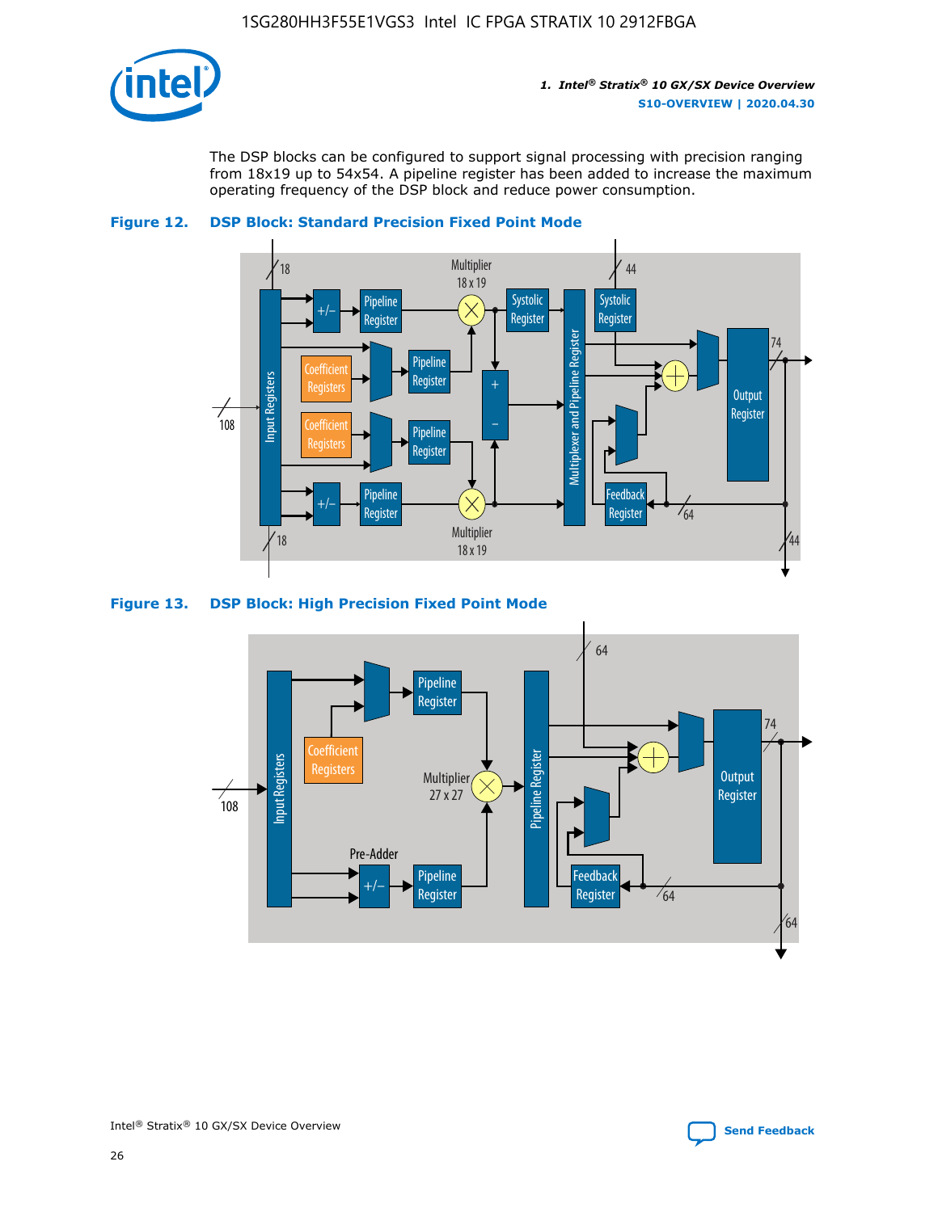The DSP blocks can be configured to support signal processing with precision ranging from 18x19 up to 54x54. A pipeline register has been added to increase the maximum operating frequency of the DSP block and reduce power consumption.

**Figure 12. DSP Block: Standard Precision Fixed Point Mode**

**Figure 13. DSP Block: High Precision Fixed Point Mode**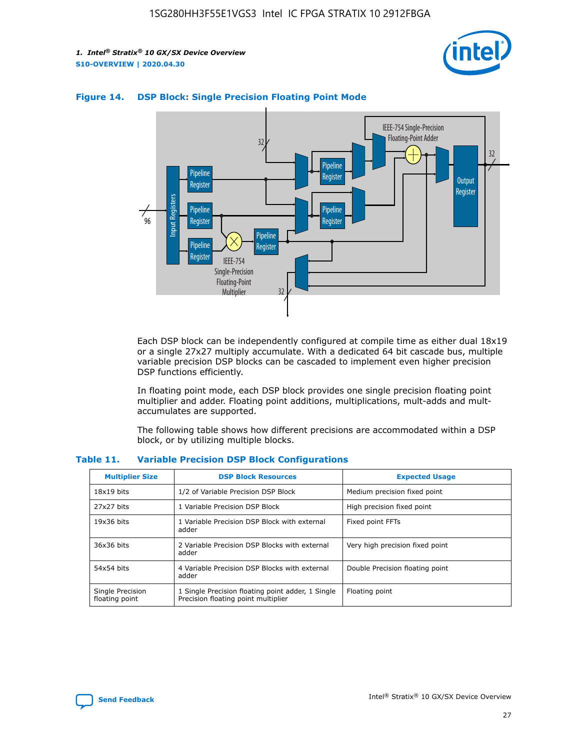**Figure 14. DSP Block: Single Precision Floating Point Mode**

Each DSP block can be independently configured at compile time as either dual 18x19 or a single 27x27 multiply accumulate. With a dedicated 64 bit cascade bus, multiple variable precision DSP blocks can be cascaded to implement even higher precision DSP functions efficiently.

In floating point mode, each DSP block provides one single precision floating point multiplier and adder. Floating point additions, multiplications, mult-adds and mult-accumulates are supported.

The following table shows how different precisions are accommodated within a DSP block, or by utilizing multiple blocks.

**Table 11. Variable Precision DSP Block Configurations**

| Multiplier Size | DSP Block Resources | Expected Usage |
| --- | --- | --- |
| 18x19 bits | 1/2 of Variable Precision DSP Block | Medium precision fixed point |
| 27x27 bits | 1 Variable Precision DSP Block | High precision fixed point |
| 19x36 bits | 1 Variable Precision DSP Block with external adder | Fixed point FFTs |
| 36x36 bits | 2 Variable Precision DSP Blocks with external adder | Very high precision fixed point |
| 54x54 bits | 4 Variable Precision DSP Blocks with external adder | Double Precision floating point |
| Single Precision floating point | 1 Single Precision floating point adder, 1 Single Precision floating point multiplier | Floating point |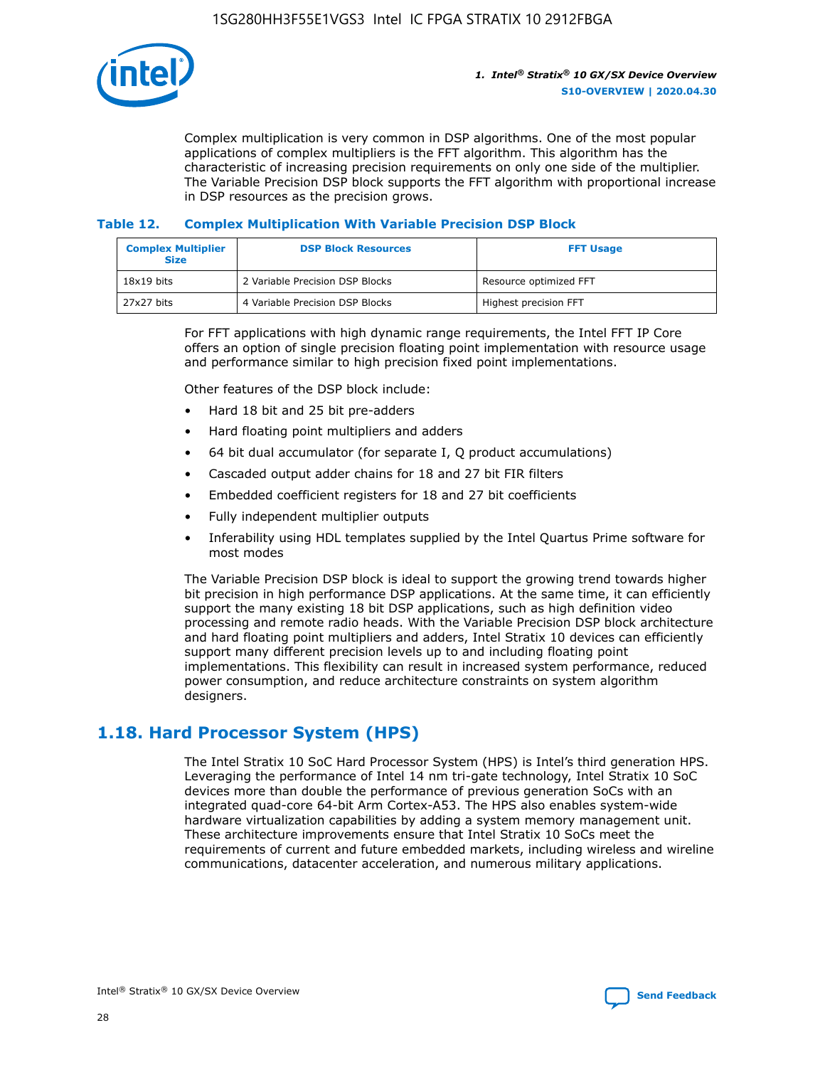Complex multiplication is very common in DSP algorithms. One of the most popular applications of complex multipliers is the FFT algorithm. This algorithm has the characteristic of increasing precision requirements on only one side of the multiplier. The Variable Precision DSP block supports the FFT algorithm with proportional increase in DSP resources as the precision grows.

**Table 12. Complex Multiplication With Variable Precision DSP Block**

| Complex Multiplier Size | DSP Block Resources | FFT Usage |
|---|---|---|
| 18x19 bits | 2 Variable Precision DSP Blocks | Resource optimized FFT |
| 27x27 bits | 4 Variable Precision DSP Blocks | Highest precision FFT |

For FFT applications with high dynamic range requirements, the Intel FFT IP Core offers an option of single precision floating point implementation with resource usage and performance similar to high precision fixed point implementations.

Other features of the DSP block include:

- Hard 18 bit and 25 bit pre-adders
- Hard floating point multipliers and adders
- 64 bit dual accumulator (for separate I, Q product accumulations)
- Cascaded output adder chains for 18 and 27 bit FIR filters
- Embedded coefficient registers for 18 and 27 bit coefficients
- Fully independent multiplier outputs
- Inferability using HDL templates supplied by the Intel Quartus Prime software for most modes

The Variable Precision DSP block is ideal to support the growing trend towards higher bit precision in high performance DSP applications. At the same time, it can efficiently support the many existing 18 bit DSP applications, such as high definition video processing and remote radio heads. With the Variable Precision DSP block architecture and hard floating point multipliers and adders, Intel Stratix 10 devices can efficiently support many different precision levels up to and including floating point implementations. This flexibility can result in increased system performance, reduced power consumption, and reduce architecture constraints on system algorithm designers.

## 1.18. Hard Processor System (HPS)

The Intel Stratix 10 SoC Hard Processor System (HPS) is Intel's third generation HPS. Leveraging the performance of Intel 14 nm tri-gate technology, Intel Stratix 10 SoC devices more than double the performance of previous generation SoCs with an integrated quad-core 64-bit Arm Cortex-A53. The HPS also enables system-wide hardware virtualization capabilities by adding a system memory management unit. These architecture improvements ensure that Intel Stratix 10 SoCs meet the requirements of current and future embedded markets, including wireless and wireline communications, datacenter acceleration, and numerous military applications.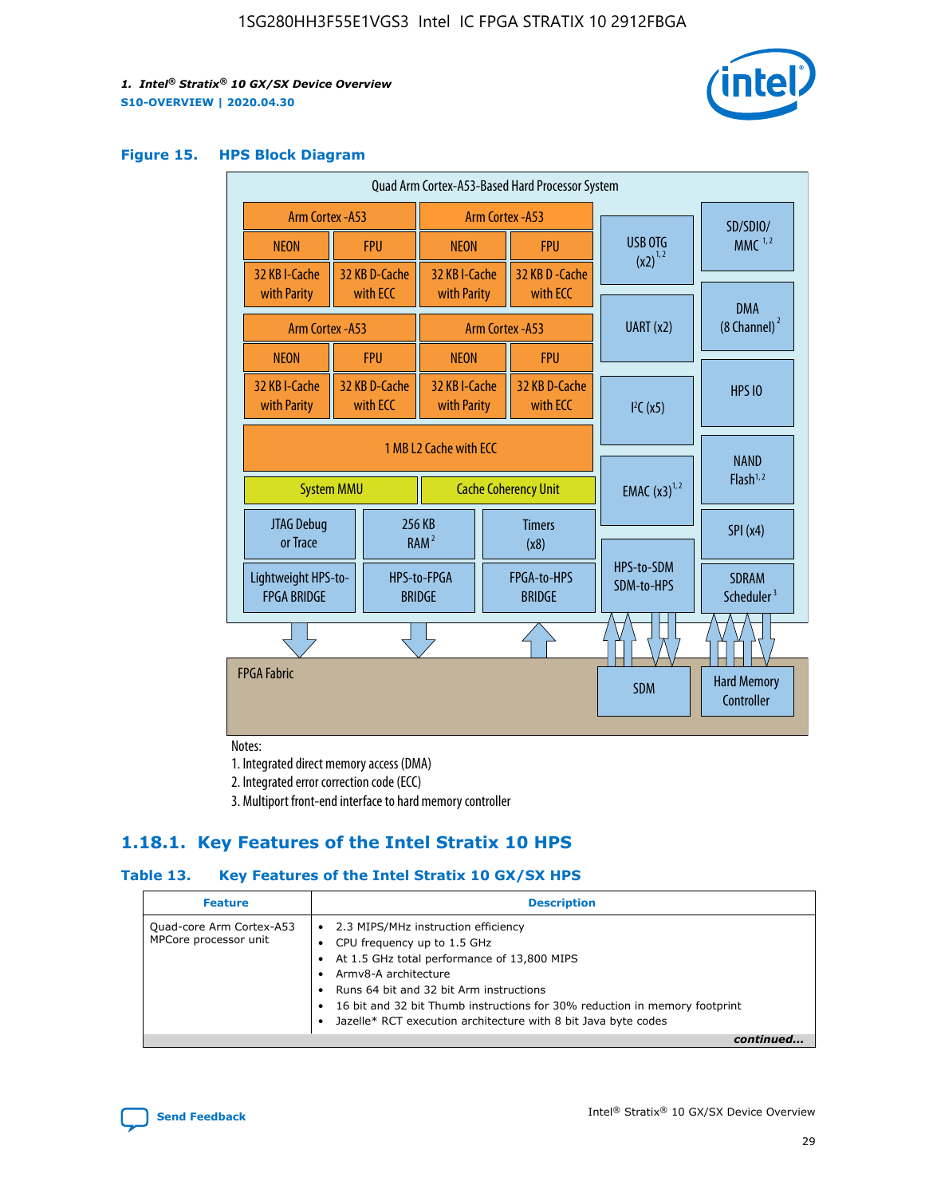**Figure 15. HPS Block Diagram**

Quad Arm Cortex-A53-Based Hard Processor System

| Arm Cortex -A53 | | Arm Cortex -A53 | |
|---|---|---|---|
| NEON | FPU | NEON | FPU |
| 32 KB I-Cache with Parity | 32 KB D-Cache with ECC | 32 KB I-Cache with Parity | 32 KB D -Cache with ECC |

| Arm Cortex -A53 | | Arm Cortex -A53 | |
|---|---|---|---|
| NEON | FPU | NEON | FPU |
| 32 KB I-Cache with Parity | 32 KB D-Cache with ECC | 32 KB I-Cache with Parity | 32 KB D-Cache with ECC |

1 MB L2 Cache with ECC

System MMU | Cache Coherency Unit

JTAG Debug or Trace | 256 KB RAM [2] | Timers (x8)

Lightweight HPS-to-FPGA BRIDGE | HPS-to-FPGA BRIDGE | FPGA-to-HPS BRIDGE

USB OTG (x2) [1,2] | UART (x2) | I²C (x5) | EMAC (x3) [1,2] | HPS-to-SDM SDM-to-HPS

SD/SDIO/MMC [1,2] | DMA (8 Channel) [2] | HPS IO | NAND Flash [1,2] | SPI (x4) | SDRAM Scheduler [3]

FPGA Fabric | SDM | Hard Memory Controller

Notes:

1. Integrated direct memory access (DMA)
2. Integrated error correction code (ECC)
3. Multiport front-end interface to hard memory controller

## 1.18.1. Key Features of the Intel Stratix 10 HPS

**Table 13. Key Features of the Intel Stratix 10 GX/SX HPS**

| Feature | Description |
|---|---|
| Quad-core Arm Cortex-A53 MPCore processor unit | • 2.3 MIPS/MHz instruction efficiency<br>• CPU frequency up to 1.5 GHz<br>• At 1.5 GHz total performance of 13,800 MIPS<br>• Armv8-A architecture<br>• Runs 64 bit and 32 bit Arm instructions<br>• 16 bit and 32 bit Thumb instructions for 30% reduction in memory footprint<br>• Jazelle* RCT execution architecture with 8 bit Java byte codes |

*continued...*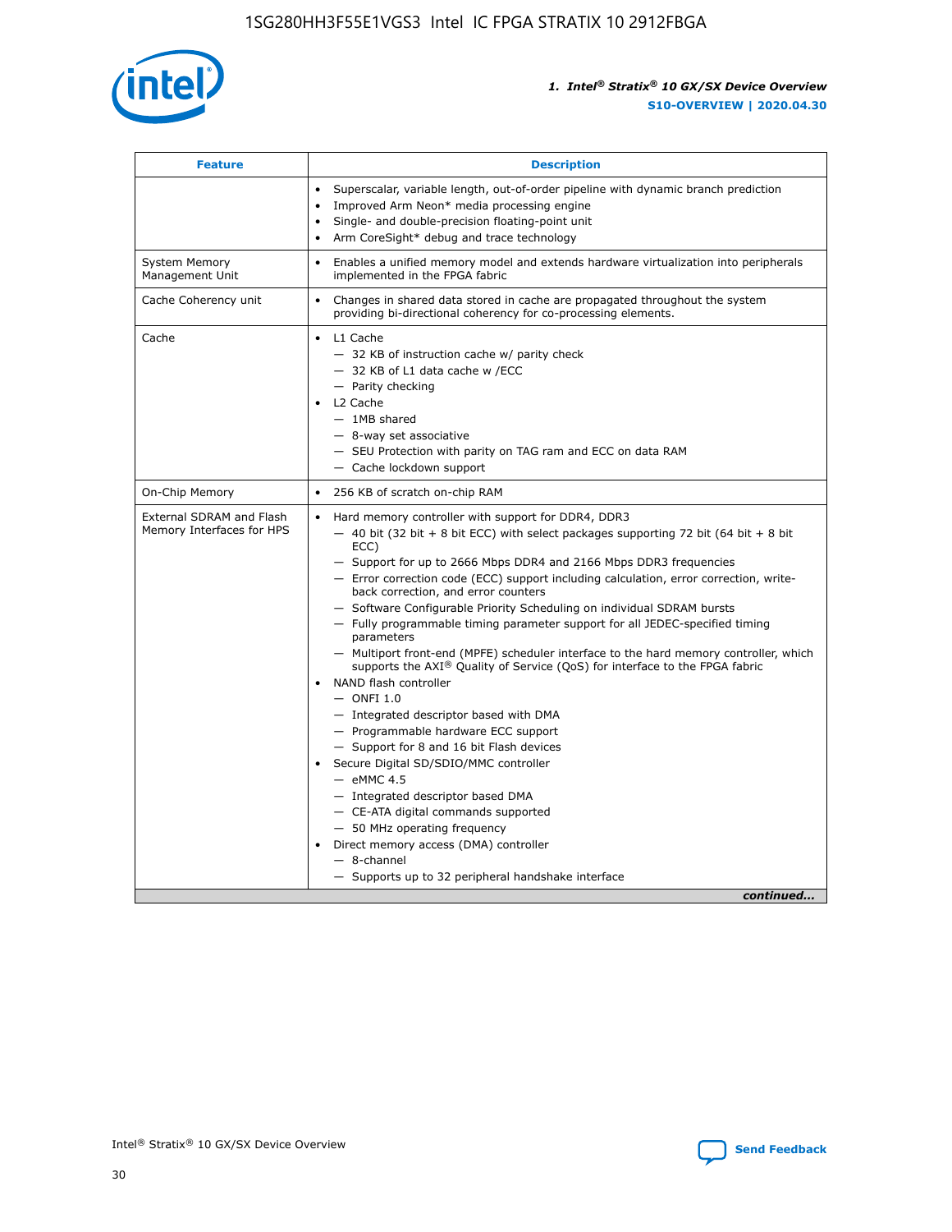| Feature | Description |
| --- | --- |
| | • Superscalar, variable length, out-of-order pipeline with dynamic branch prediction<br>• Improved Arm Neon* media processing engine<br>• Single- and double-precision floating-point unit<br>• Arm CoreSight* debug and trace technology |
| System Memory Management Unit | • Enables a unified memory model and extends hardware virtualization into peripherals implemented in the FPGA fabric |
| Cache Coherency unit | • Changes in shared data stored in cache are propagated throughout the system providing bi-directional coherency for co-processing elements. |
| Cache | • L1 Cache<br>— 32 KB of instruction cache w/ parity check<br>— 32 KB of L1 data cache w /ECC<br>— Parity checking<br>• L2 Cache<br>— 1MB shared<br>— 8-way set associative<br>— SEU Protection with parity on TAG ram and ECC on data RAM<br>— Cache lockdown support |
| On-Chip Memory | • 256 KB of scratch on-chip RAM |
| External SDRAM and Flash Memory Interfaces for HPS | • Hard memory controller with support for DDR4, DDR3<br>— 40 bit (32 bit + 8 bit ECC) with select packages supporting 72 bit (64 bit + 8 bit ECC)<br>— Support for up to 2666 Mbps DDR4 and 2166 Mbps DDR3 frequencies<br>— Error correction code (ECC) support including calculation, error correction, write-back correction, and error counters<br>— Software Configurable Priority Scheduling on individual SDRAM bursts<br>— Fully programmable timing parameter support for all JEDEC-specified timing parameters<br>— Multiport front-end (MPFE) scheduler interface to the hard memory controller, which supports the AXI® Quality of Service (QoS) for interface to the FPGA fabric<br>• NAND flash controller<br>— ONFI 1.0<br>— Integrated descriptor based with DMA<br>— Programmable hardware ECC support<br>— Support for 8 and 16 bit Flash devices<br>• Secure Digital SD/SDIO/MMC controller<br>— eMMC 4.5<br>— Integrated descriptor based DMA<br>— CE-ATA digital commands supported<br>— 50 MHz operating frequency<br>• Direct memory access (DMA) controller<br>— 8-channel<br>— Supports up to 32 peripheral handshake interface |

*continued...*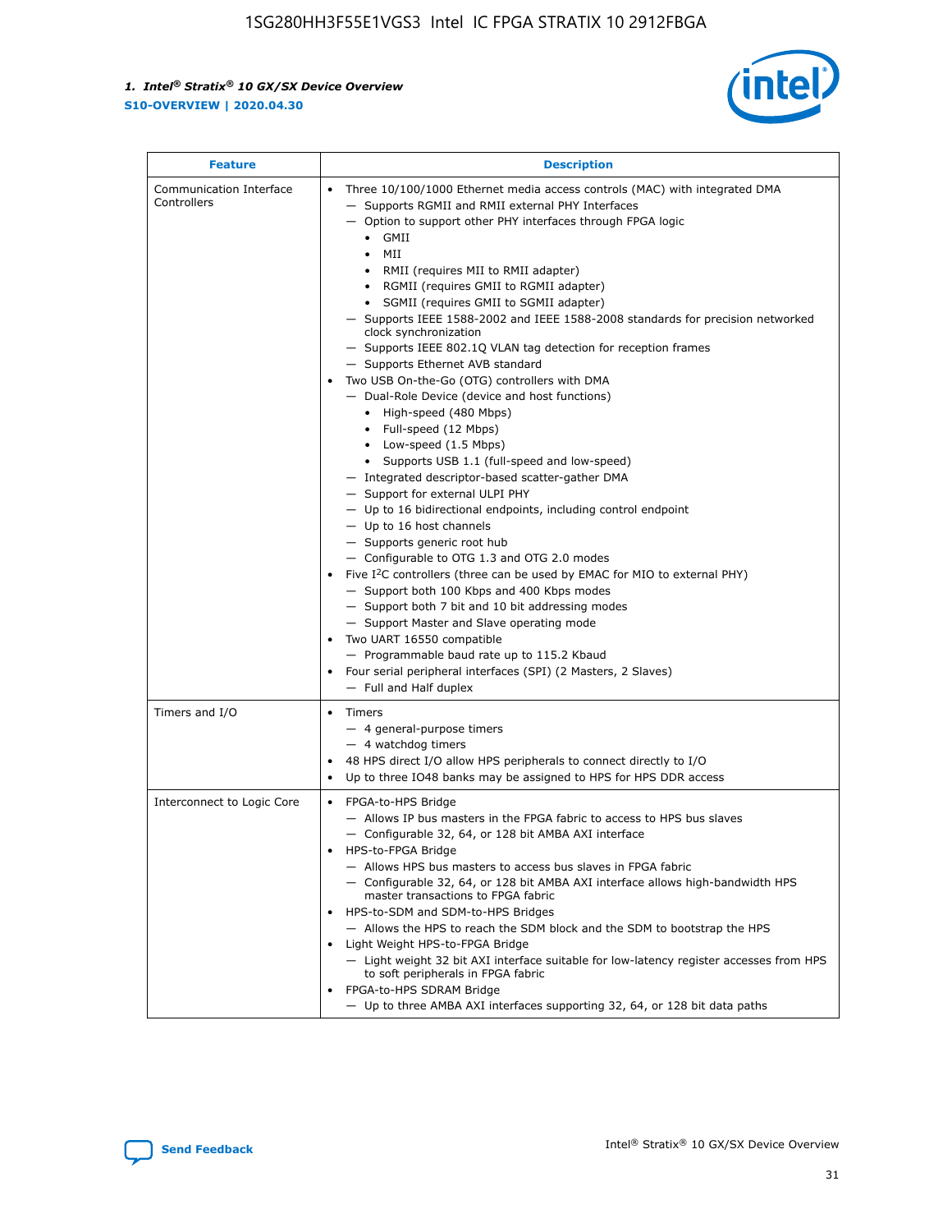| Feature | Description |
| --- | --- |
| Communication Interface Controllers | • Three 10/100/1000 Ethernet media access controls (MAC) with integrated DMA<br>— Supports RGMII and RMII external PHY Interfaces<br>— Option to support other PHY interfaces through FPGA logic<br>• GMII<br>• MII<br>• RMII (requires MII to RMII adapter)<br>• RGMII (requires GMII to RGMII adapter)<br>• SGMII (requires GMII to SGMII adapter)<br>— Supports IEEE 1588-2002 and IEEE 1588-2008 standards for precision networked clock synchronization<br>— Supports IEEE 802.1Q VLAN tag detection for reception frames<br>— Supports Ethernet AVB standard<br>• Two USB On-the-Go (OTG) controllers with DMA<br>— Dual-Role Device (device and host functions)<br>• High-speed (480 Mbps)<br>• Full-speed (12 Mbps)<br>• Low-speed (1.5 Mbps)<br>• Supports USB 1.1 (full-speed and low-speed)<br>— Integrated descriptor-based scatter-gather DMA<br>— Support for external ULPI PHY<br>— Up to 16 bidirectional endpoints, including control endpoint<br>— Up to 16 host channels<br>— Supports generic root hub<br>— Configurable to OTG 1.3 and OTG 2.0 modes<br>• Five I²C controllers (three can be used by EMAC for MIO to external PHY)<br>— Support both 100 Kbps and 400 Kbps modes<br>— Support both 7 bit and 10 bit addressing modes<br>— Support Master and Slave operating mode<br>• Two UART 16550 compatible<br>— Programmable baud rate up to 115.2 Kbaud<br>• Four serial peripheral interfaces (SPI) (2 Masters, 2 Slaves)<br>— Full and Half duplex |
| Timers and I/O | • Timers<br>— 4 general-purpose timers<br>— 4 watchdog timers<br>• 48 HPS direct I/O allow HPS peripherals to connect directly to I/O<br>• Up to three IO48 banks may be assigned to HPS for HPS DDR access |
| Interconnect to Logic Core | • FPGA-to-HPS Bridge<br>— Allows IP bus masters in the FPGA fabric to access to HPS bus slaves<br>— Configurable 32, 64, or 128 bit AMBA AXI interface<br>• HPS-to-FPGA Bridge<br>— Allows HPS bus masters to access bus slaves in FPGA fabric<br>— Configurable 32, 64, or 128 bit AMBA AXI interface allows high-bandwidth HPS master transactions to FPGA fabric<br>• HPS-to-SDM and SDM-to-HPS Bridges<br>— Allows the HPS to reach the SDM block and the SDM to bootstrap the HPS<br>• Light Weight HPS-to-FPGA Bridge<br>— Light weight 32 bit AXI interface suitable for low-latency register accesses from HPS to soft peripherals in FPGA fabric<br>• FPGA-to-HPS SDRAM Bridge<br>— Up to three AMBA AXI interfaces supporting 32, 64, or 128 bit data paths |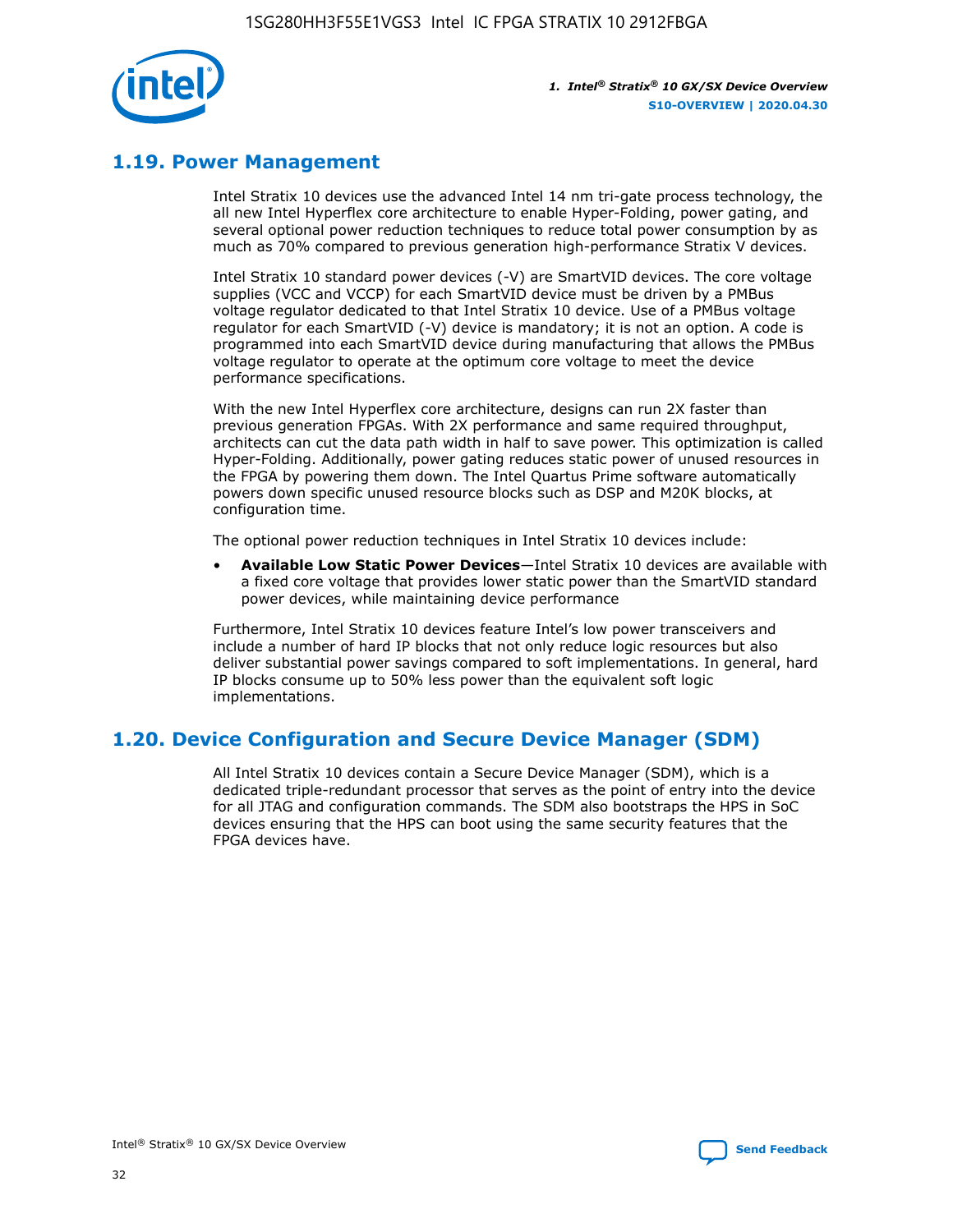## 1.19. Power Management

Intel Stratix 10 devices use the advanced Intel 14 nm tri-gate process technology, the all new Intel Hyperflex core architecture to enable Hyper-Folding, power gating, and several optional power reduction techniques to reduce total power consumption by as much as 70% compared to previous generation high-performance Stratix V devices.

Intel Stratix 10 standard power devices (-V) are SmartVID devices. The core voltage supplies (VCC and VCCP) for each SmartVID device must be driven by a PMBus voltage regulator dedicated to that Intel Stratix 10 device. Use of a PMBus voltage regulator for each SmartVID (-V) device is mandatory; it is not an option. A code is programmed into each SmartVID device during manufacturing that allows the PMBus voltage regulator to operate at the optimum core voltage to meet the device performance specifications.

With the new Intel Hyperflex core architecture, designs can run 2X faster than previous generation FPGAs. With 2X performance and same required throughput, architects can cut the data path width in half to save power. This optimization is called Hyper-Folding. Additionally, power gating reduces static power of unused resources in the FPGA by powering them down. The Intel Quartus Prime software automatically powers down specific unused resource blocks such as DSP and M20K blocks, at configuration time.

The optional power reduction techniques in Intel Stratix 10 devices include:

- **Available Low Static Power Devices**—Intel Stratix 10 devices are available with a fixed core voltage that provides lower static power than the SmartVID standard power devices, while maintaining device performance

Furthermore, Intel Stratix 10 devices feature Intel's low power transceivers and include a number of hard IP blocks that not only reduce logic resources but also deliver substantial power savings compared to soft implementations. In general, hard IP blocks consume up to 50% less power than the equivalent soft logic implementations.

## 1.20. Device Configuration and Secure Device Manager (SDM)

All Intel Stratix 10 devices contain a Secure Device Manager (SDM), which is a dedicated triple-redundant processor that serves as the point of entry into the device for all JTAG and configuration commands. The SDM also bootstraps the HPS in SoC devices ensuring that the HPS can boot using the same security features that the FPGA devices have.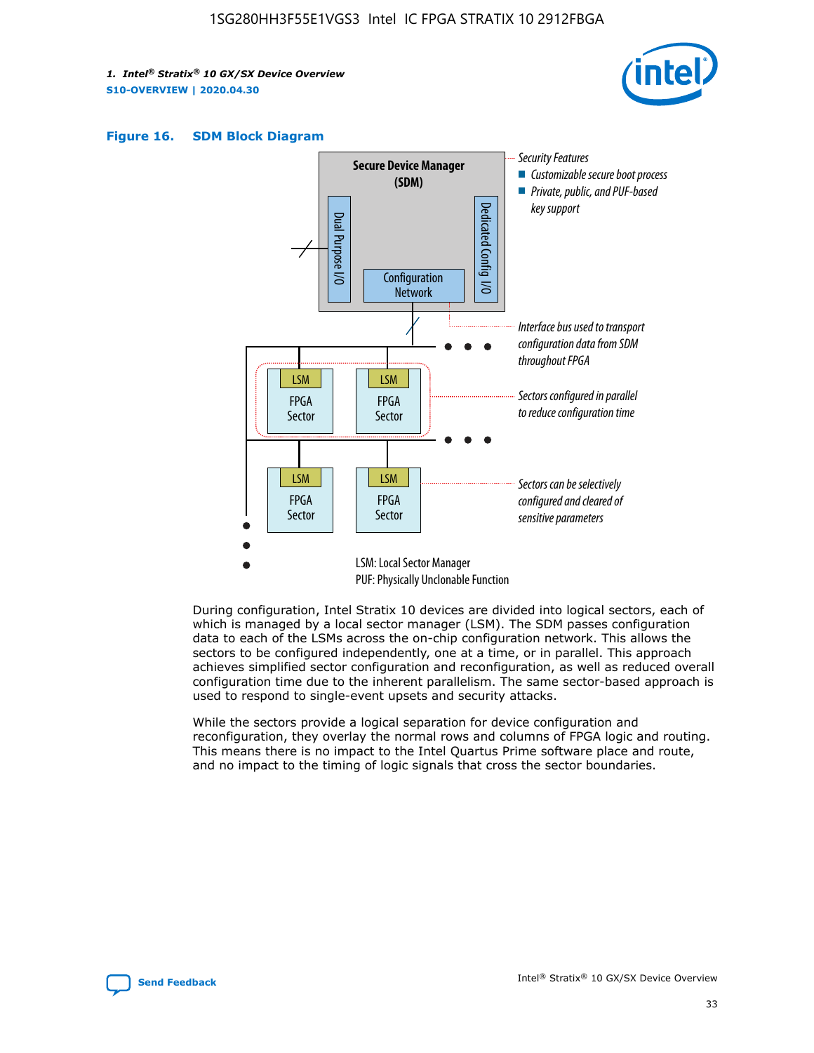## Figure 16. SDM Block Diagram

Secure Device Manager (SDM)

Dual Purpose I/O

Dedicated Config I/O

Configuration Network

Security Features
- Customizable secure boot process
- Private, public, and PUF-based key support

Interface bus used to transport configuration data from SDM throughout FPGA

Sectors configured in parallel to reduce configuration time

Sectors can be selectively configured and cleared of sensitive parameters

LSM: Local Sector Manager
PUF: Physically Unclonable Function

During configuration, Intel Stratix 10 devices are divided into logical sectors, each of which is managed by a local sector manager (LSM). The SDM passes configuration data to each of the LSMs across the on-chip configuration network. This allows the sectors to be configured independently, one at a time, or in parallel. This approach achieves simplified sector configuration and reconfiguration, as well as reduced overall configuration time due to the inherent parallelism. The same sector-based approach is used to respond to single-event upsets and security attacks.

While the sectors provide a logical separation for device configuration and reconfiguration, they overlay the normal rows and columns of FPGA logic and routing. This means there is no impact to the Intel Quartus Prime software place and route, and no impact to the timing of logic signals that cross the sector boundaries.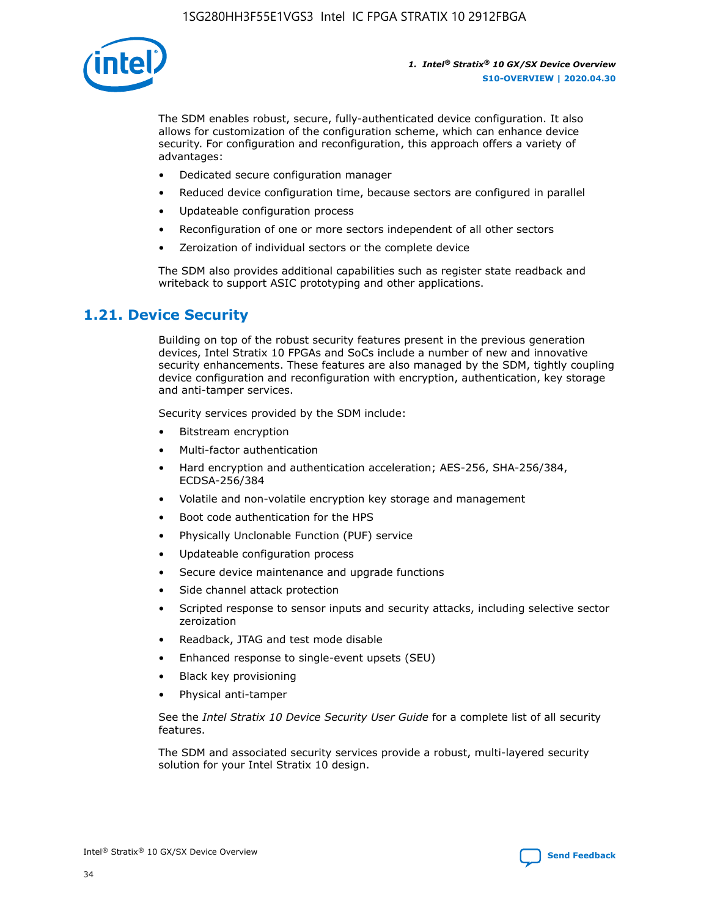The SDM enables robust, secure, fully-authenticated device configuration. It also allows for customization of the configuration scheme, which can enhance device security. For configuration and reconfiguration, this approach offers a variety of advantages:

- Dedicated secure configuration manager
- Reduced device configuration time, because sectors are configured in parallel
- Updateable configuration process
- Reconfiguration of one or more sectors independent of all other sectors
- Zeroization of individual sectors or the complete device

The SDM also provides additional capabilities such as register state readback and writeback to support ASIC prototyping and other applications.

## 1.21. Device Security

Building on top of the robust security features present in the previous generation devices, Intel Stratix 10 FPGAs and SoCs include a number of new and innovative security enhancements. These features are also managed by the SDM, tightly coupling device configuration and reconfiguration with encryption, authentication, key storage and anti-tamper services.

Security services provided by the SDM include:

- Bitstream encryption
- Multi-factor authentication
- Hard encryption and authentication acceleration; AES-256, SHA-256/384, ECDSA-256/384
- Volatile and non-volatile encryption key storage and management
- Boot code authentication for the HPS
- Physically Unclonable Function (PUF) service
- Updateable configuration process
- Secure device maintenance and upgrade functions
- Side channel attack protection
- Scripted response to sensor inputs and security attacks, including selective sector zeroization
- Readback, JTAG and test mode disable
- Enhanced response to single-event upsets (SEU)
- Black key provisioning
- Physical anti-tamper

See the *Intel Stratix 10 Device Security User Guide* for a complete list of all security features.

The SDM and associated security services provide a robust, multi-layered security solution for your Intel Stratix 10 design.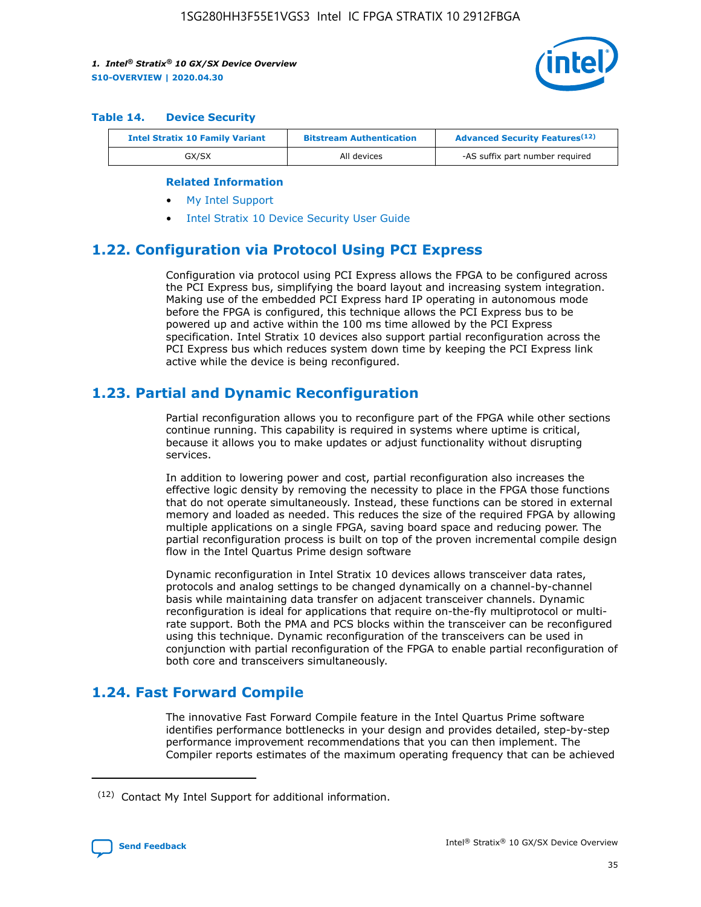**Table 14. Device Security**

| Intel Stratix 10 Family Variant | Bitstream Authentication | Advanced Security Features[12] |
| --- | --- | --- |
| GX/SX | All devices | -AS suffix part number required |

**Related Information**

- My Intel Support
- Intel Stratix 10 Device Security User Guide

## 1.22. Configuration via Protocol Using PCI Express

Configuration via protocol using PCI Express allows the FPGA to be configured across the PCI Express bus, simplifying the board layout and increasing system integration. Making use of the embedded PCI Express hard IP operating in autonomous mode before the FPGA is configured, this technique allows the PCI Express bus to be powered up and active within the 100 ms time allowed by the PCI Express specification. Intel Stratix 10 devices also support partial reconfiguration across the PCI Express bus which reduces system down time by keeping the PCI Express link active while the device is being reconfigured.

## 1.23. Partial and Dynamic Reconfiguration

Partial reconfiguration allows you to reconfigure part of the FPGA while other sections continue running. This capability is required in systems where uptime is critical, because it allows you to make updates or adjust functionality without disrupting services.

In addition to lowering power and cost, partial reconfiguration also increases the effective logic density by removing the necessity to place in the FPGA those functions that do not operate simultaneously. Instead, these functions can be stored in external memory and loaded as needed. This reduces the size of the required FPGA by allowing multiple applications on a single FPGA, saving board space and reducing power. The partial reconfiguration process is built on top of the proven incremental compile design flow in the Intel Quartus Prime design software

Dynamic reconfiguration in Intel Stratix 10 devices allows transceiver data rates, protocols and analog settings to be changed dynamically on a channel-by-channel basis while maintaining data transfer on adjacent transceiver channels. Dynamic reconfiguration is ideal for applications that require on-the-fly multiprotocol or multi-rate support. Both the PMA and PCS blocks within the transceiver can be reconfigured using this technique. Dynamic reconfiguration of the transceivers can be used in conjunction with partial reconfiguration of the FPGA to enable partial reconfiguration of both core and transceivers simultaneously.

## 1.24. Fast Forward Compile

The innovative Fast Forward Compile feature in the Intel Quartus Prime software identifies performance bottlenecks in your design and provides detailed, step-by-step performance improvement recommendations that you can then implement. The Compiler reports estimates of the maximum operating frequency that can be achieved

[12] Contact My Intel Support for additional information.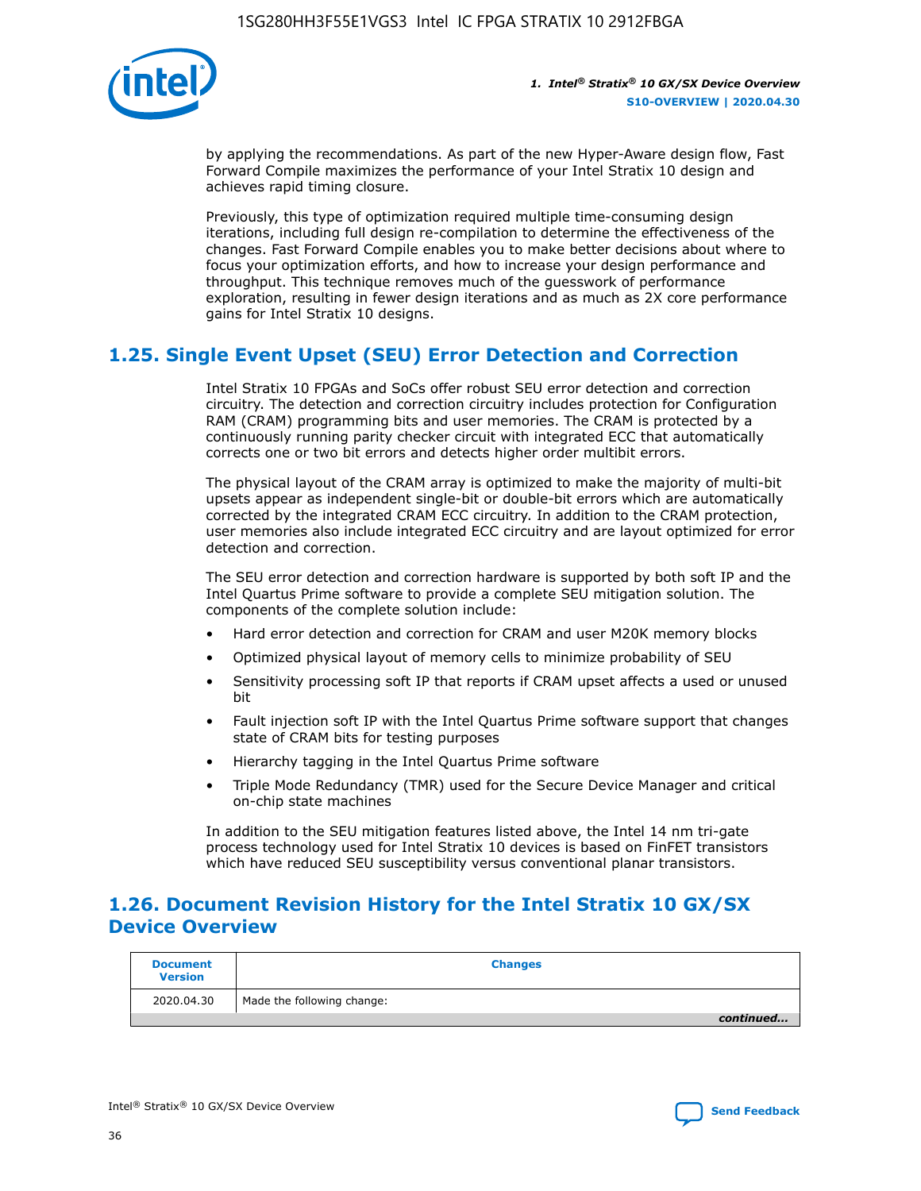by applying the recommendations. As part of the new Hyper-Aware design flow, Fast Forward Compile maximizes the performance of your Intel Stratix 10 design and achieves rapid timing closure.

Previously, this type of optimization required multiple time-consuming design iterations, including full design re-compilation to determine the effectiveness of the changes. Fast Forward Compile enables you to make better decisions about where to focus your optimization efforts, and how to increase your design performance and throughput. This technique removes much of the guesswork of performance exploration, resulting in fewer design iterations and as much as 2X core performance gains for Intel Stratix 10 designs.

## 1.25. Single Event Upset (SEU) Error Detection and Correction

Intel Stratix 10 FPGAs and SoCs offer robust SEU error detection and correction circuitry. The detection and correction circuitry includes protection for Configuration RAM (CRAM) programming bits and user memories. The CRAM is protected by a continuously running parity checker circuit with integrated ECC that automatically corrects one or two bit errors and detects higher order multibit errors.

The physical layout of the CRAM array is optimized to make the majority of multi-bit upsets appear as independent single-bit or double-bit errors which are automatically corrected by the integrated CRAM ECC circuitry. In addition to the CRAM protection, user memories also include integrated ECC circuitry and are layout optimized for error detection and correction.

The SEU error detection and correction hardware is supported by both soft IP and the Intel Quartus Prime software to provide a complete SEU mitigation solution. The components of the complete solution include:

- Hard error detection and correction for CRAM and user M20K memory blocks
- Optimized physical layout of memory cells to minimize probability of SEU
- Sensitivity processing soft IP that reports if CRAM upset affects a used or unused bit
- Fault injection soft IP with the Intel Quartus Prime software support that changes state of CRAM bits for testing purposes
- Hierarchy tagging in the Intel Quartus Prime software
- Triple Mode Redundancy (TMR) used for the Secure Device Manager and critical on-chip state machines

In addition to the SEU mitigation features listed above, the Intel 14 nm tri-gate process technology used for Intel Stratix 10 devices is based on FinFET transistors which have reduced SEU susceptibility versus conventional planar transistors.

## 1.26. Document Revision History for the Intel Stratix 10 GX/SX Device Overview

| Document Version | Changes |
| --- | --- |
| 2020.04.30 | Made the following change: |

*continued...*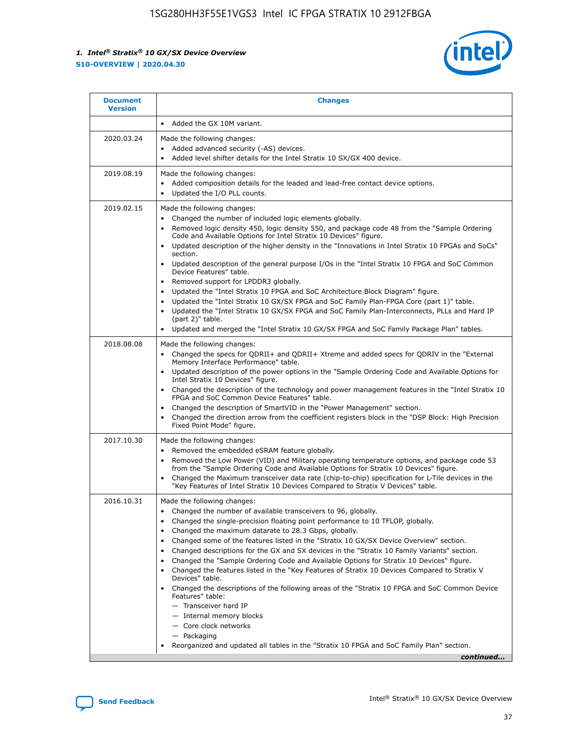| Document Version | Changes |
| --- | --- |
| | • Added the GX 10M variant. |
| 2020.03.24 | Made the following changes:<br>• Added advanced security (-AS) devices.<br>• Added level shifter details for the Intel Stratix 10 SX/GX 400 device. |
| 2019.08.19 | Made the following changes:<br>• Added composition details for the leaded and lead-free contact device options.<br>• Updated the I/O PLL counts. |
| 2019.02.15 | Made the following changes:<br>• Changed the number of included logic elements globally.<br>• Removed logic density 450, logic density 550, and package code 48 from the "Sample Ordering Code and Available Options for Intel Stratix 10 Devices" figure.<br>• Updated description of the higher density in the "Innovations in Intel Stratix 10 FPGAs and SoCs" section.<br>• Updated description of the general purpose I/Os in the "Intel Stratix 10 FPGA and SoC Common Device Features" table.<br>• Removed support for LPDDR3 globally.<br>• Updated the "Intel Stratix 10 FPGA and SoC Architecture Block Diagram" figure.<br>• Updated the "Intel Stratix 10 GX/SX FPGA and SoC Family Plan-FPGA Core (part 1)" table.<br>• Updated the "Intel Stratix 10 GX/SX FPGA and SoC Family Plan-Interconnects, PLLs and Hard IP (part 2)" table.<br>• Updated and merged the "Intel Stratix 10 GX/SX FPGA and SoC Family Package Plan" tables. |
| 2018.08.08 | Made the following changes:<br>• Changed the specs for QDRII+ and QDRII+ Xtreme and added specs for QDRIV in the "External Memory Interface Performance" table.<br>• Updated description of the power options in the "Sample Ordering Code and Available Options for Intel Stratix 10 Devices" figure.<br>• Changed the description of the technology and power management features in the "Intel Stratix 10 FPGA and SoC Common Device Features" table.<br>• Changed the description of SmartVID in the "Power Management" section.<br>• Changed the direction arrow from the coefficient registers block in the "DSP Block: High Precision Fixed Point Mode" figure. |
| 2017.10.30 | Made the following changes:<br>• Removed the embedded eSRAM feature globally.<br>• Removed the Low Power (VID) and Military operating temperature options, and package code 53 from the "Sample Ordering Code and Available Options for Stratix 10 Devices" figure.<br>• Changed the Maximum transceiver data rate (chip-to-chip) specification for L-Tile devices in the "Key Features of Intel Stratix 10 Devices Compared to Stratix V Devices" table. |
| 2016.10.31 | Made the following changes:<br>• Changed the number of available transceivers to 96, globally.<br>• Changed the single-precision floating point performance to 10 TFLOP, globally.<br>• Changed the maximum datarate to 28.3 Gbps, globally.<br>• Changed some of the features listed in the "Stratix 10 GX/SX Device Overview" section.<br>• Changed descriptions for the GX and SX devices in the "Stratix 10 Family Variants" section.<br>• Changed the "Sample Ordering Code and Available Options for Stratix 10 Devices" figure.<br>• Changed the features listed in the "Key Features of Stratix 10 Devices Compared to Stratix V Devices" table.<br>• Changed the descriptions of the following areas of the "Stratix 10 FPGA and SoC Common Device Features" table:<br>— Transceiver hard IP<br>— Internal memory blocks<br>— Core clock networks<br>— Packaging<br>• Reorganized and updated all tables in the "Stratix 10 FPGA and SoC Family Plan" section. |

*continued...*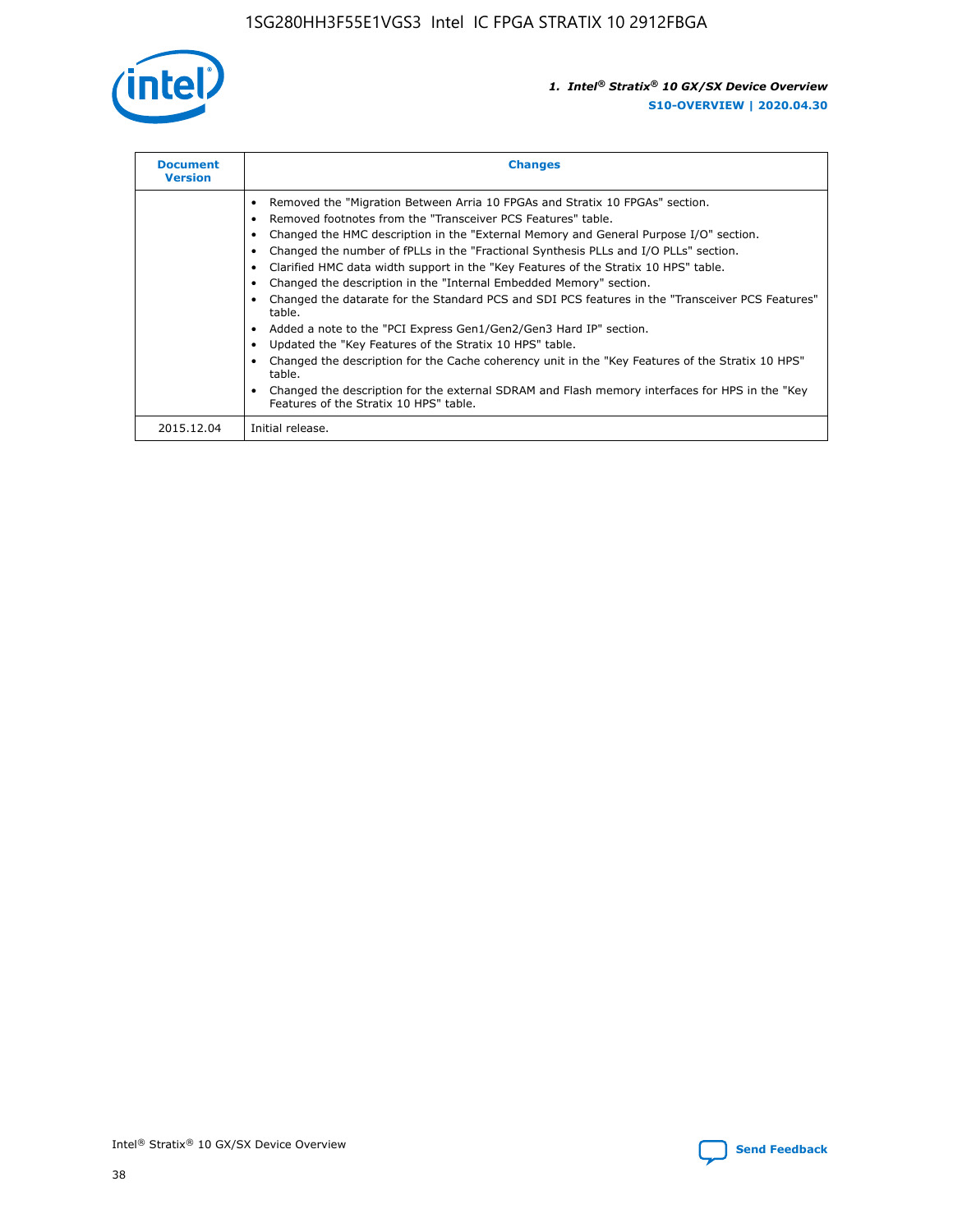| Document Version | Changes |
| --- | --- |
| | • Removed the "Migration Between Arria 10 FPGAs and Stratix 10 FPGAs" section.<br>• Removed footnotes from the "Transceiver PCS Features" table.<br>• Changed the HMC description in the "External Memory and General Purpose I/O" section.<br>• Changed the number of fPLLs in the "Fractional Synthesis PLLs and I/O PLLs" section.<br>• Clarified HMC data width support in the "Key Features of the Stratix 10 HPS" table.<br>• Changed the description in the "Internal Embedded Memory" section.<br>• Changed the datarate for the Standard PCS and SDI PCS features in the "Transceiver PCS Features" table.<br>• Added a note to the "PCI Express Gen1/Gen2/Gen3 Hard IP" section.<br>• Updated the "Key Features of the Stratix 10 HPS" table.<br>• Changed the description for the Cache coherency unit in the "Key Features of the Stratix 10 HPS" table.<br>• Changed the description for the external SDRAM and Flash memory interfaces for HPS in the "Key Features of the Stratix 10 HPS" table. |
| 2015.12.04 | Initial release. |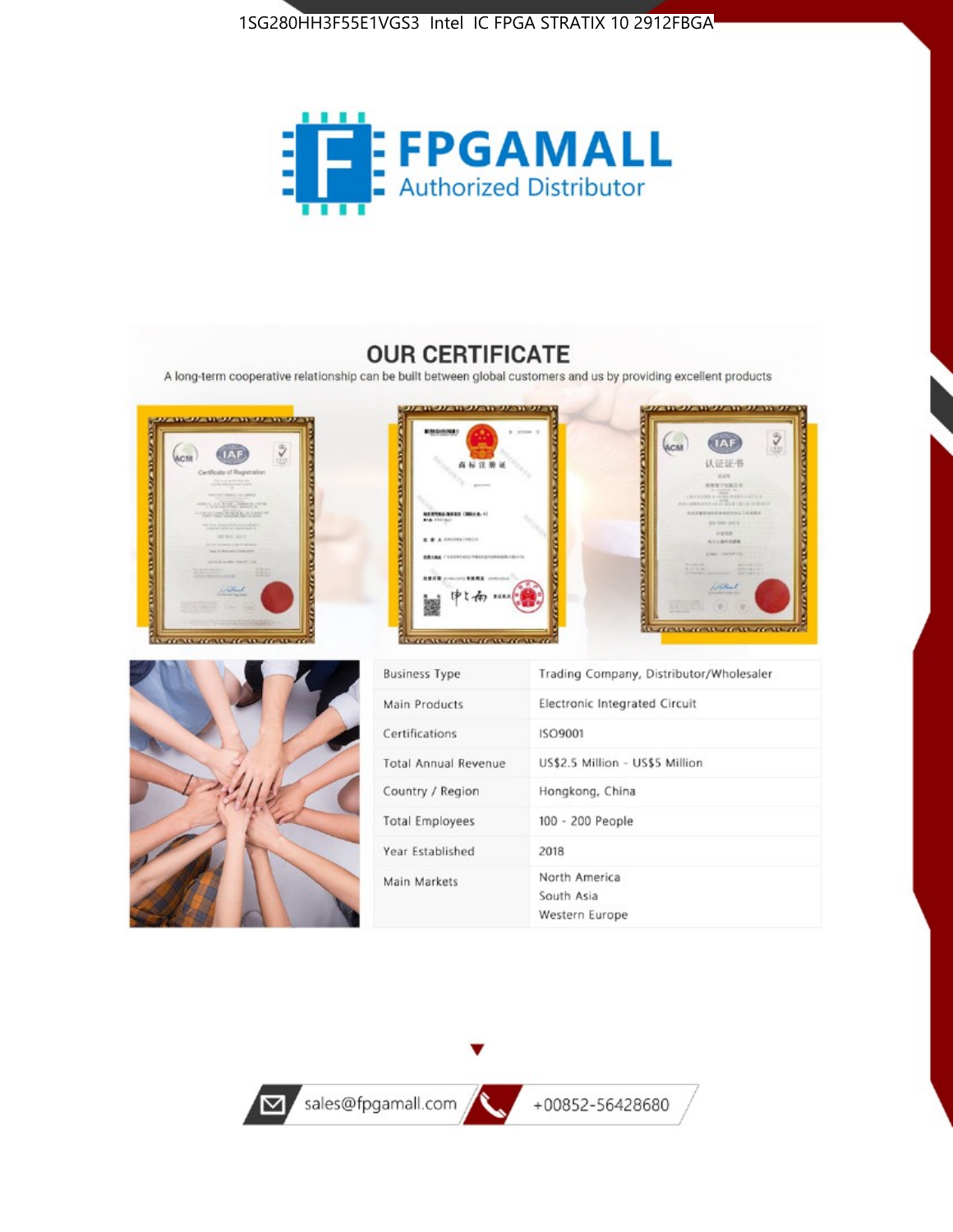FPGAMALL

Authorized Distributor

## OUR CERTIFICATE

A long-term cooperative relationship can be built between global customers and us by providing excellent products

| | |
|---|---|
| Business Type | Trading Company, Distributor/Wholesaler |
| Main Products | Electronic Integrated Circuit |
| Certifications | ISO9001 |
| Total Annual Revenue | US$2.5 Million - US$5 Million |
| Country / Region | Hongkong, China |
| Total Employees | 100 - 200 People |
| Year Established | 2018 |
| Main Markets | North America<br>South Asia<br>Western Europe |

sales@fpgamall.com

+00852-56428680